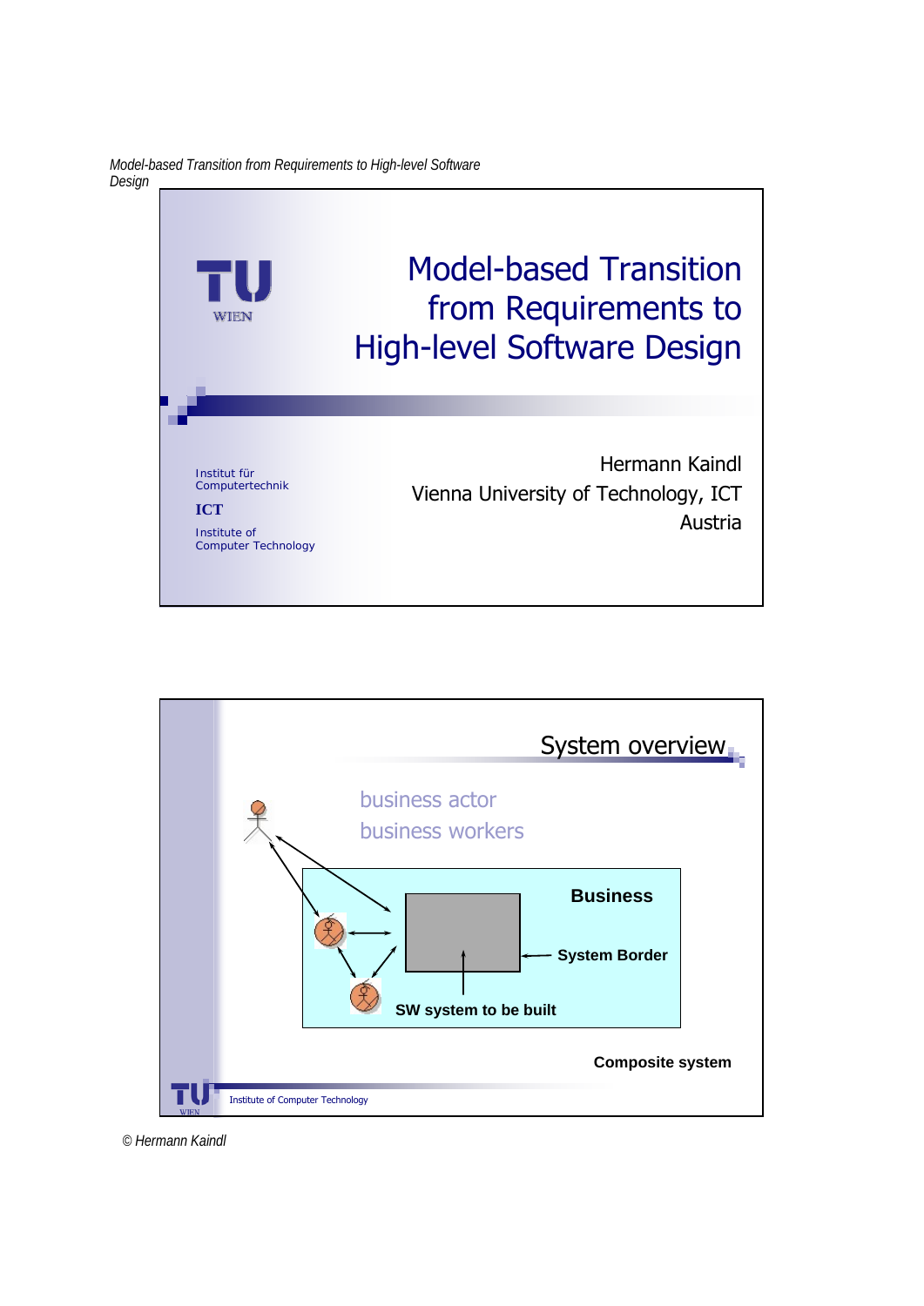# Model-based Transition from Requirements to High-level Software Design

Institut für Computertechnik

**ICT**

Institute of Computer Technology

Hermann Kaindl
Vienna University of Technology, ICT
Austria

## System overview

business actor
business workers

**Business**

**System Border**

**SW system to be built**

**Composite system**

Institute of Computer Technology

© Hermann Kaindl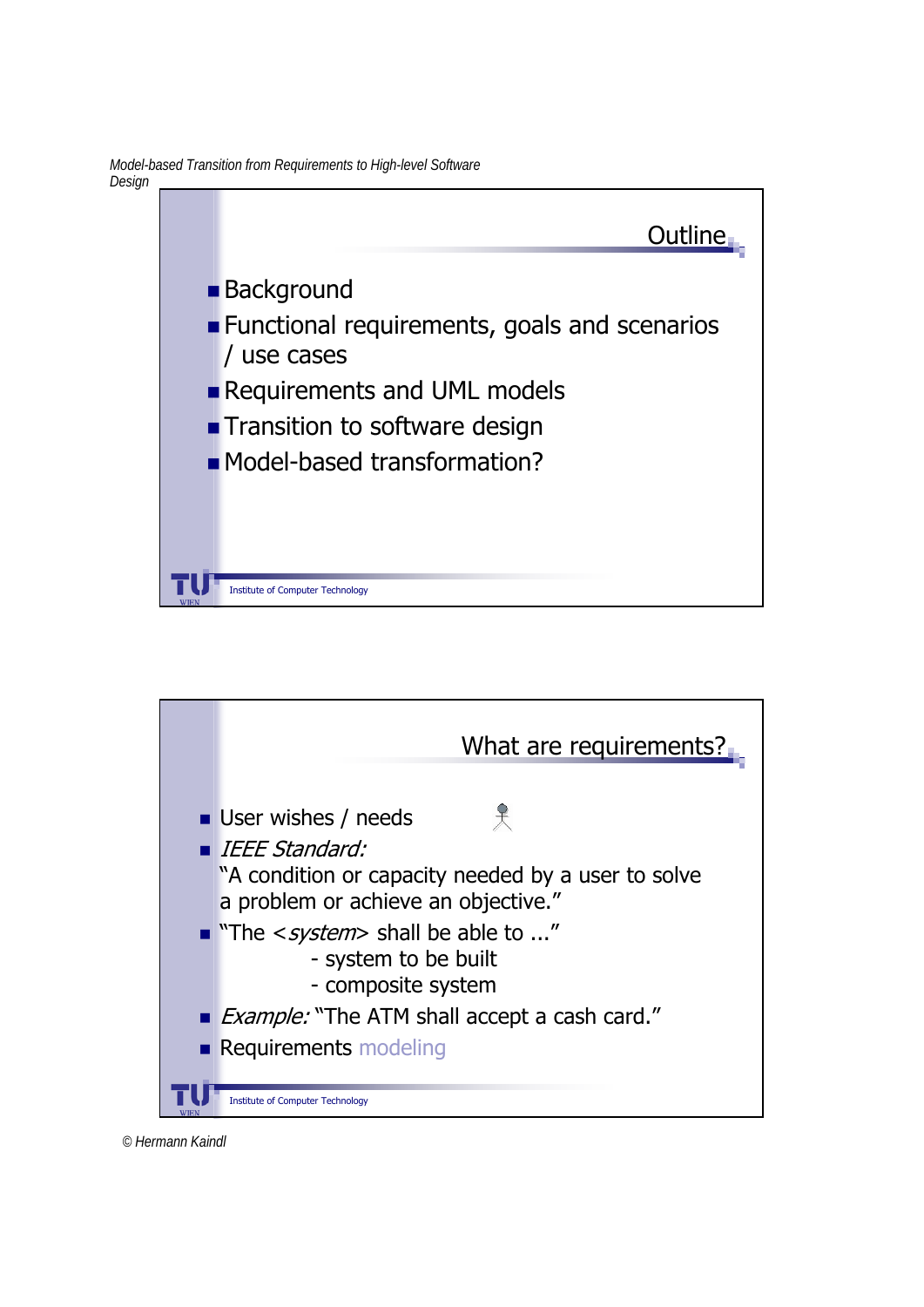## Outline

- Background
- Functional requirements, goals and scenarios / use cases
- Requirements and UML models
- Transition to software design
- Model-based transformation?

## What are requirements?

- User wishes / needs
- *IEEE Standard:*
  "A condition or capacity needed by a user to solve a problem or achieve an objective."
- "The <*system*> shall be able to ..."
  - system to be built
  - composite system
- *Example:* "The ATM shall accept a cash card."
- Requirements modeling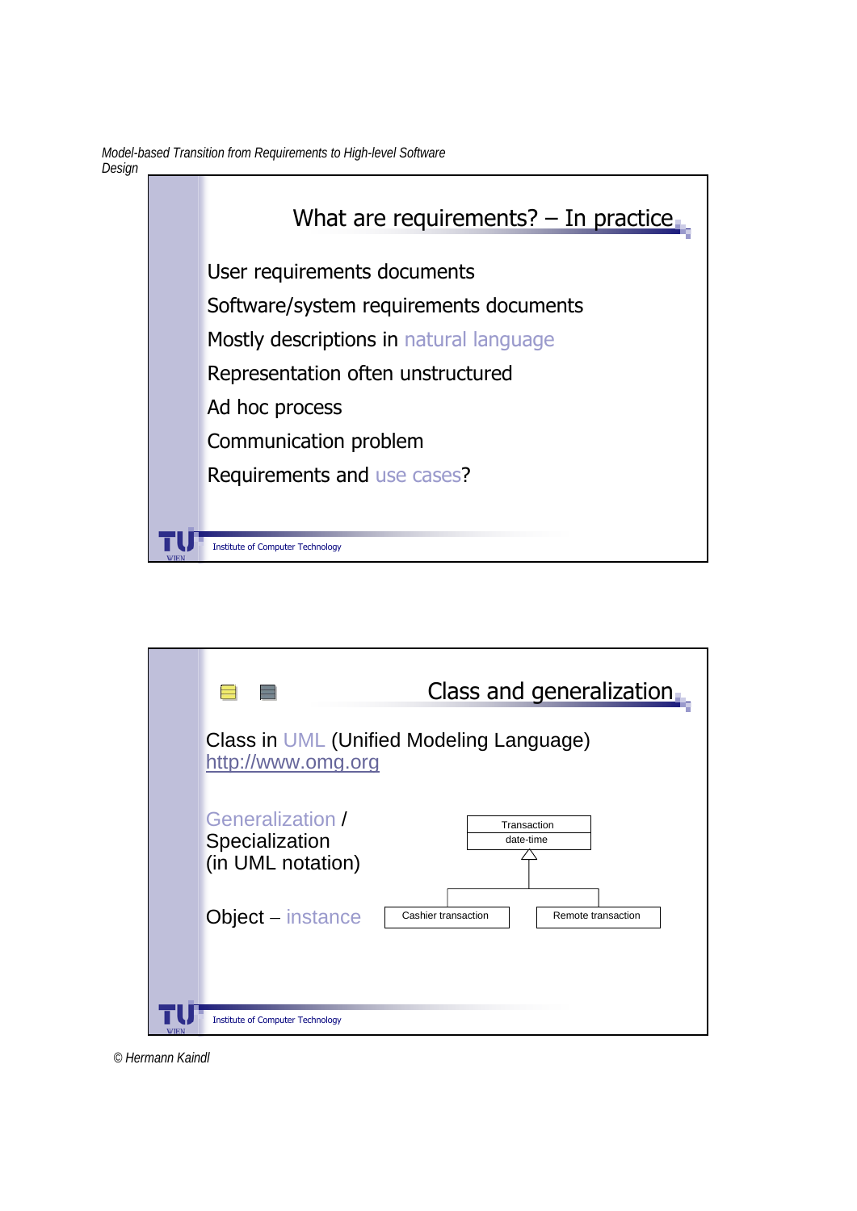## What are requirements? – In practice

- User requirements documents
- Software/system requirements documents
- Mostly descriptions in natural language
- Representation often unstructured
- Ad hoc process
- Communication problem
- Requirements and use cases?

Institute of Computer Technology

## Class and generalization

Class in UML (Unified Modeling Language)
http://www.omg.org

Generalization / Specialization (in UML notation)

Object – instance

Transaction
date-time

Cashier transaction

Remote transaction

Institute of Computer Technology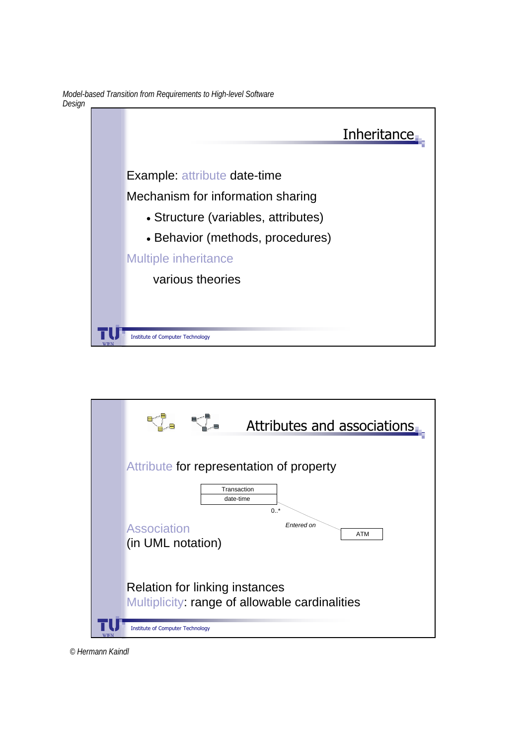## Inheritance

Example: attribute date-time

Mechanism for information sharing

- Structure (variables, attributes)
- Behavior (methods, procedures)

Multiple inheritance

various theories

## Attributes and associations

Attribute for representation of property

Transaction
date-time

0..*

Entered on

ATM

Association
(in UML notation)

Relation for linking instances

Multiplicity: range of allowable cardinalities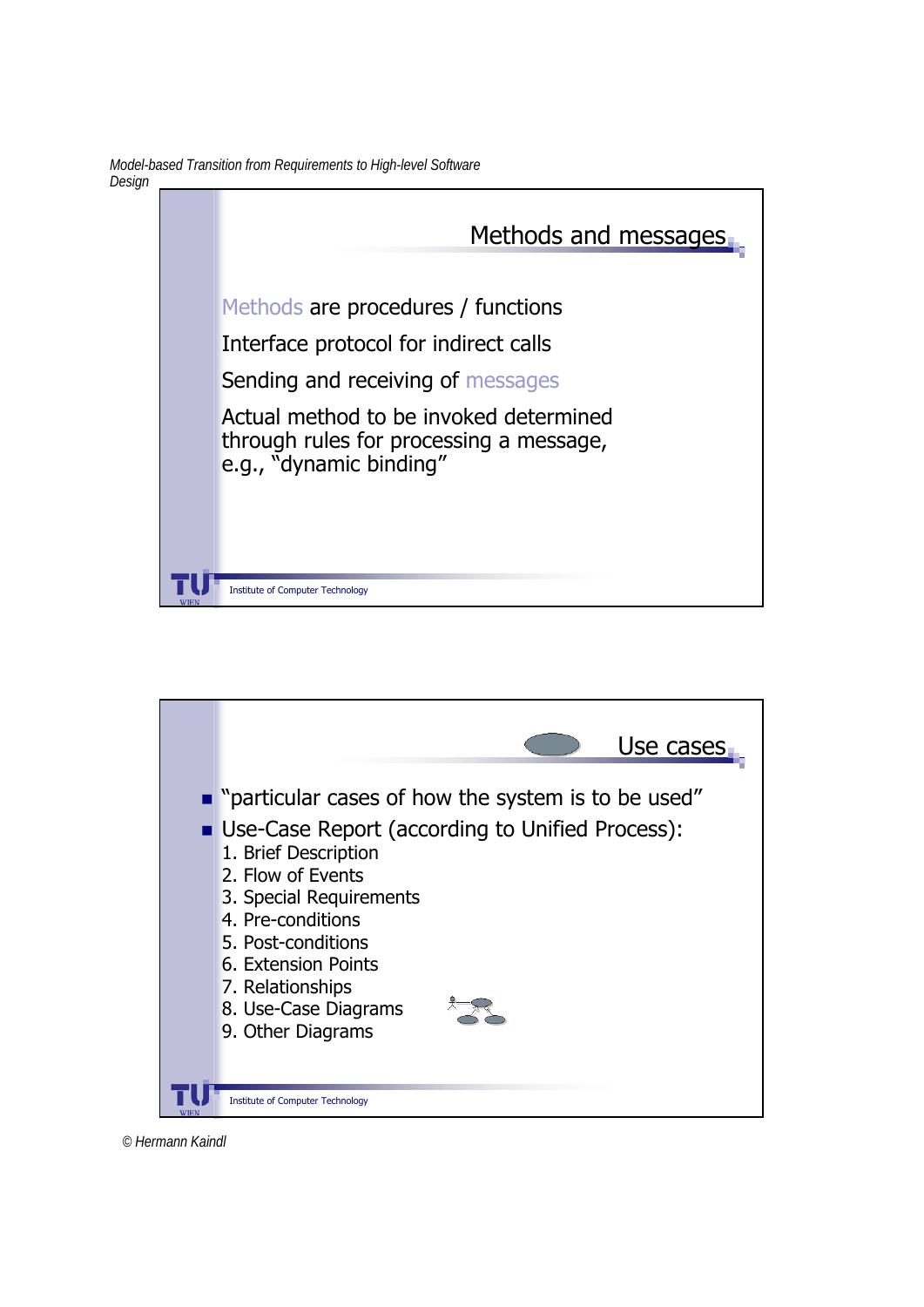## Methods and messages

Methods are procedures / functions

Interface protocol for indirect calls

Sending and receiving of messages

Actual method to be invoked determined through rules for processing a message, e.g., "dynamic binding"

## Use cases

- "particular cases of how the system is to be used"
- Use-Case Report (according to Unified Process):
  1. Brief Description
  2. Flow of Events
  3. Special Requirements
  4. Pre-conditions
  5. Post-conditions
  6. Extension Points
  7. Relationships
  8. Use-Case Diagrams
  9. Other Diagrams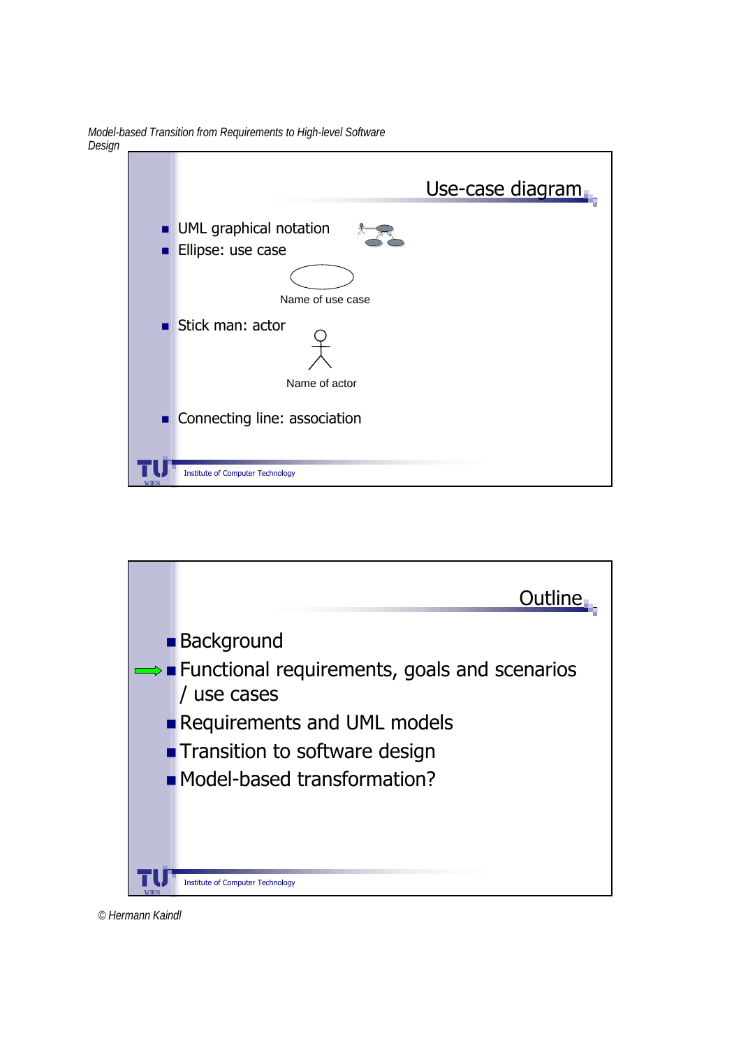## Use-case diagram

- UML graphical notation
- Ellipse: use case

Name of use case

- Stick man: actor

Name of actor

- Connecting line: association

Institute of Computer Technology

## Outline

- Background
- Functional requirements, goals and scenarios / use cases
- Requirements and UML models
- Transition to software design
- Model-based transformation?

Institute of Computer Technology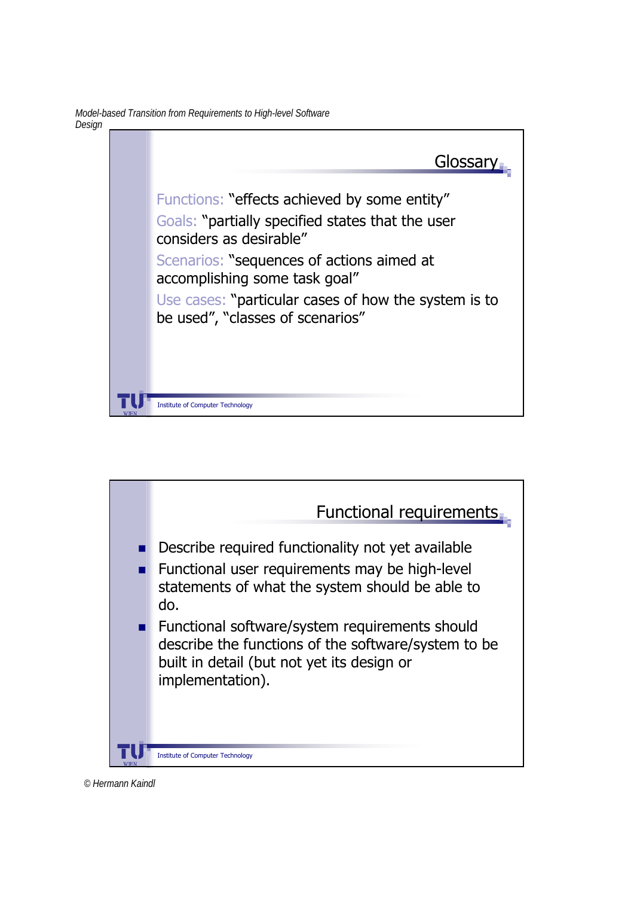## Glossary

Functions: "effects achieved by some entity"

Goals: "partially specified states that the user considers as desirable"

Scenarios: "sequences of actions aimed at accomplishing some task goal"

Use cases: "particular cases of how the system is to be used", "classes of scenarios"

## Functional requirements

- Describe required functionality not yet available
- Functional user requirements may be high-level statements of what the system should be able to do.
- Functional software/system requirements should describe the functions of the software/system to be built in detail (but not yet its design or implementation).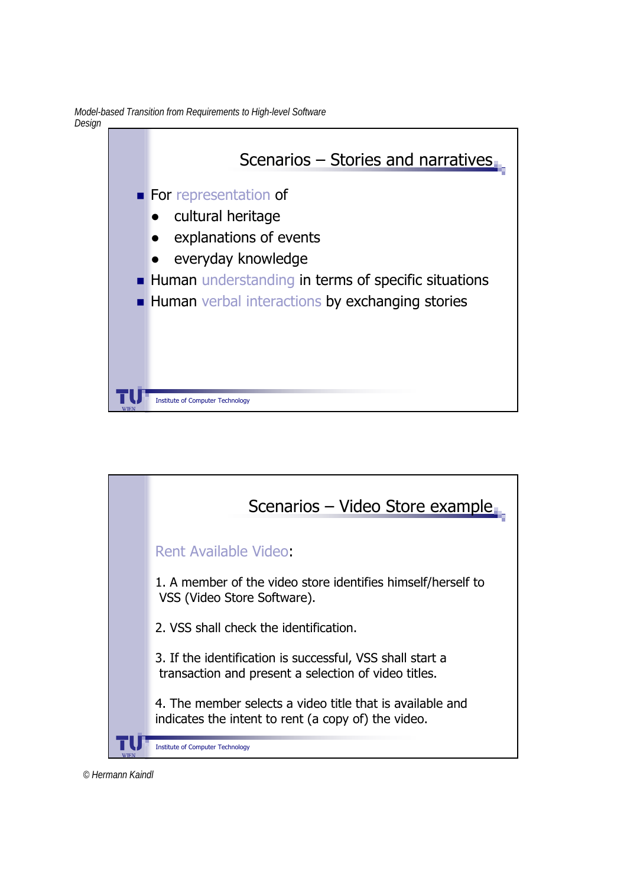## Scenarios – Stories and narratives

- For representation of
  - cultural heritage
  - explanations of events
  - everyday knowledge
- Human understanding in terms of specific situations
- Human verbal interactions by exchanging stories

## Scenarios – Video Store example

Rent Available Video:

1. A member of the video store identifies himself/herself to VSS (Video Store Software).

2. VSS shall check the identification.

3. If the identification is successful, VSS shall start a transaction and present a selection of video titles.

4. The member selects a video title that is available and indicates the intent to rent (a copy of) the video.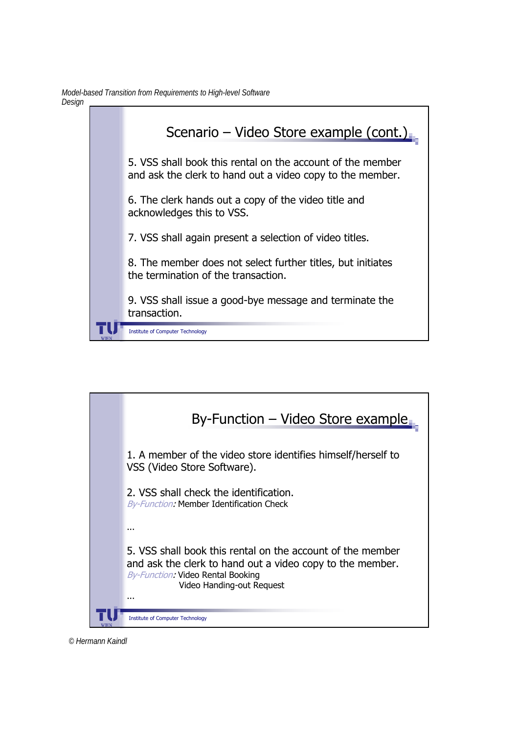## Scenario – Video Store example (cont.)

5. VSS shall book this rental on the account of the member and ask the clerk to hand out a video copy to the member.

6. The clerk hands out a copy of the video title and acknowledges this to VSS.

7. VSS shall again present a selection of video titles.

8. The member does not select further titles, but initiates the termination of the transaction.

9. VSS shall issue a good-bye message and terminate the transaction.

## By-Function – Video Store example

1. A member of the video store identifies himself/herself to VSS (Video Store Software).

2. VSS shall check the identification.
*By-Function:* Member Identification Check

…

5. VSS shall book this rental on the account of the member and ask the clerk to hand out a video copy to the member.
*By-Function:* Video Rental Booking
Video Handing-out Request

…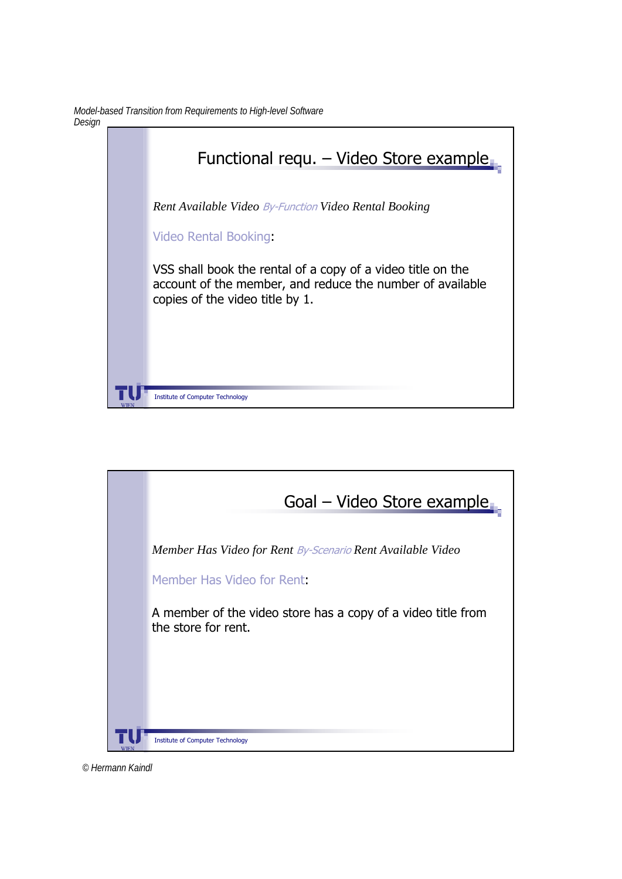## Functional requ. – Video Store example

*Rent Available Video* *By-Function* *Video Rental Booking*

Video Rental Booking:

VSS shall book the rental of a copy of a video title on the account of the member, and reduce the number of available copies of the video title by 1.

Institute of Computer Technology

## Goal – Video Store example

*Member Has Video for Rent* *By-Scenario* *Rent Available Video*

Member Has Video for Rent:

A member of the video store has a copy of a video title from the store for rent.

Institute of Computer Technology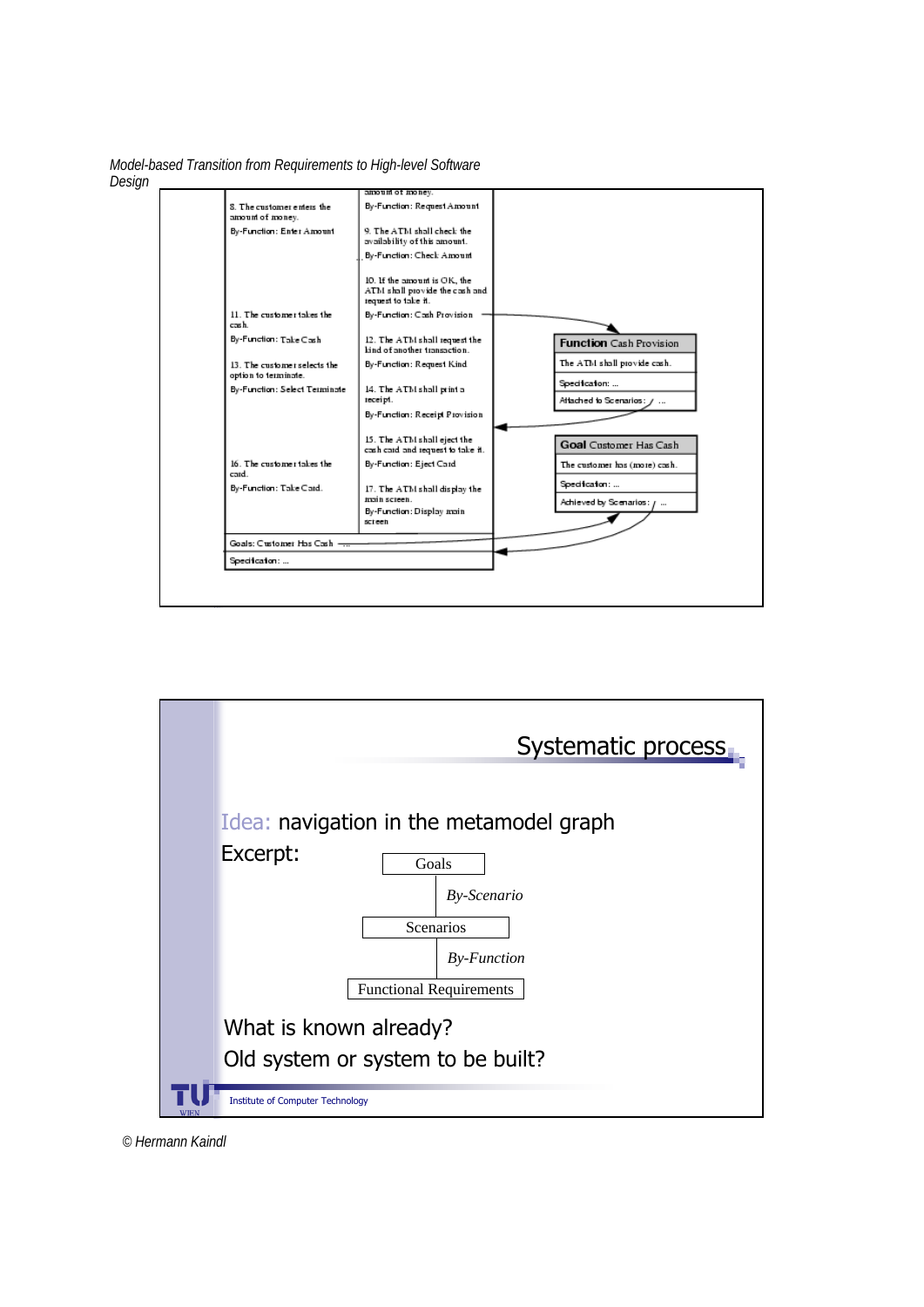*Model-based Transition from Requirements to High-level Software Design*

| | |
|---|---|
| | amount of money. |
| 8. The customer enters the amount of money. | By-Function: Request Amount |
| By-Function: Enter Amount | 9. The ATM shall check the availability of this amount. |
| | By-Function: Check Amount |
| | 10. If the amount is OK, the ATM shall provide the cash and request to take it. |
| 11. The customer takes the cash. | By-Function: Cash Provision |
| By-Function: Take Cash | 12. The ATM shall request the kind of another transaction. |
| 13. The customer selects the option to terminate. | By-Function: Request Kind |
| By-Function: Select Terminate | 14. The ATM shall print a receipt. |
| | By-Function: Receipt Provision |
| | 15. The ATM shall eject the cash card and request to take it. |
| 16. The customer takes the card. | By-Function: Eject Card |
| By-Function: Take Card. | 17. The ATM shall display the main screen. |
| | By-Function: Display main screen |
| Goals: Customer Has Cash | |
| Specification: ... | |

**Function** Cash Provision
- The ATM shall provide cash.
- Specification: ...
- Attached to Scenarios: ...

**Goal** Customer Has Cash
- The customer has (more) cash.
- Specification: ...
- Achieved by Scenarios: ...

## Systematic process

Idea: navigation in the metamodel graph

Excerpt:

Goals
*By-Scenario*
Scenarios
*By-Function*
Functional Requirements

What is known already?

Old system or system to be built?

Institute of Computer Technology

© Hermann Kaindl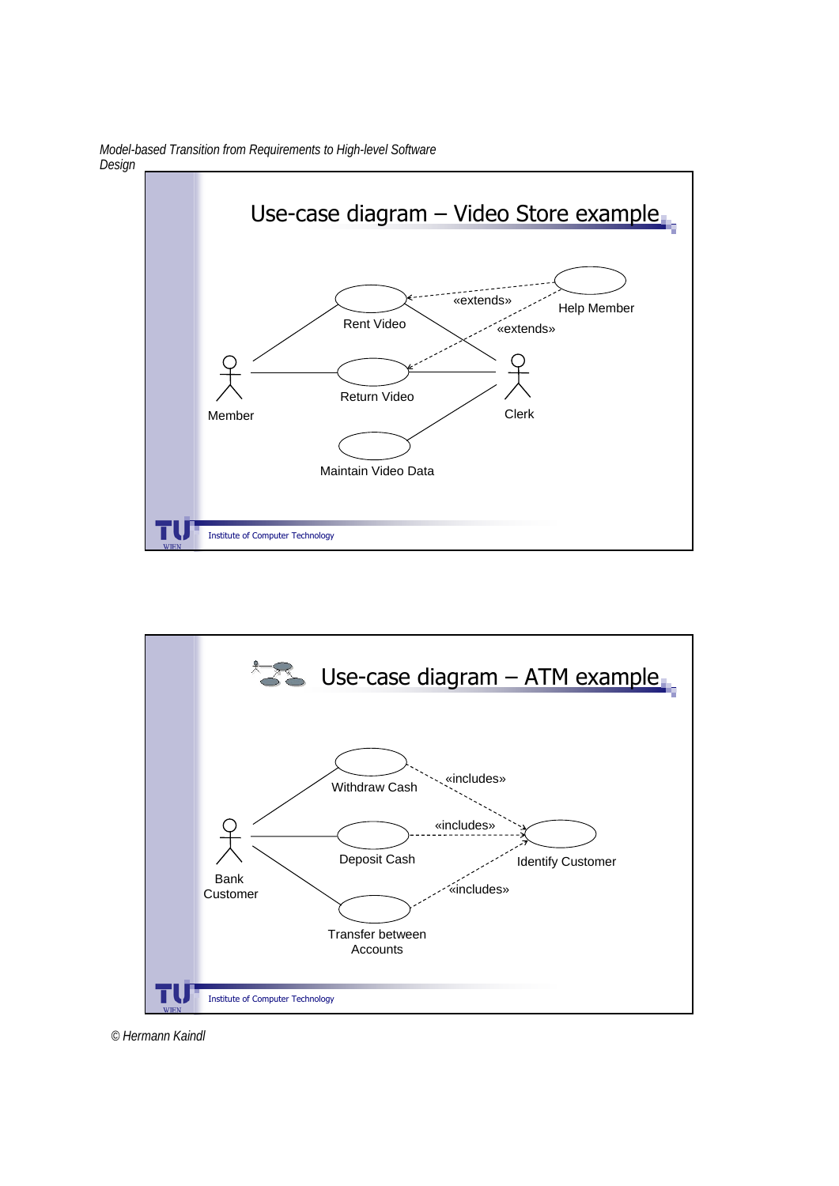## Use-case diagram – Video Store example

Member

Rent Video

Return Video

Maintain Video Data

Clerk

Help Member

«extends»

«extends»

Institute of Computer Technology

## Use-case diagram – ATM example

Bank Customer

Withdraw Cash

Deposit Cash

Transfer between Accounts

Identify Customer

«includes»

«includes»

«includes»

Institute of Computer Technology

© Hermann Kaindl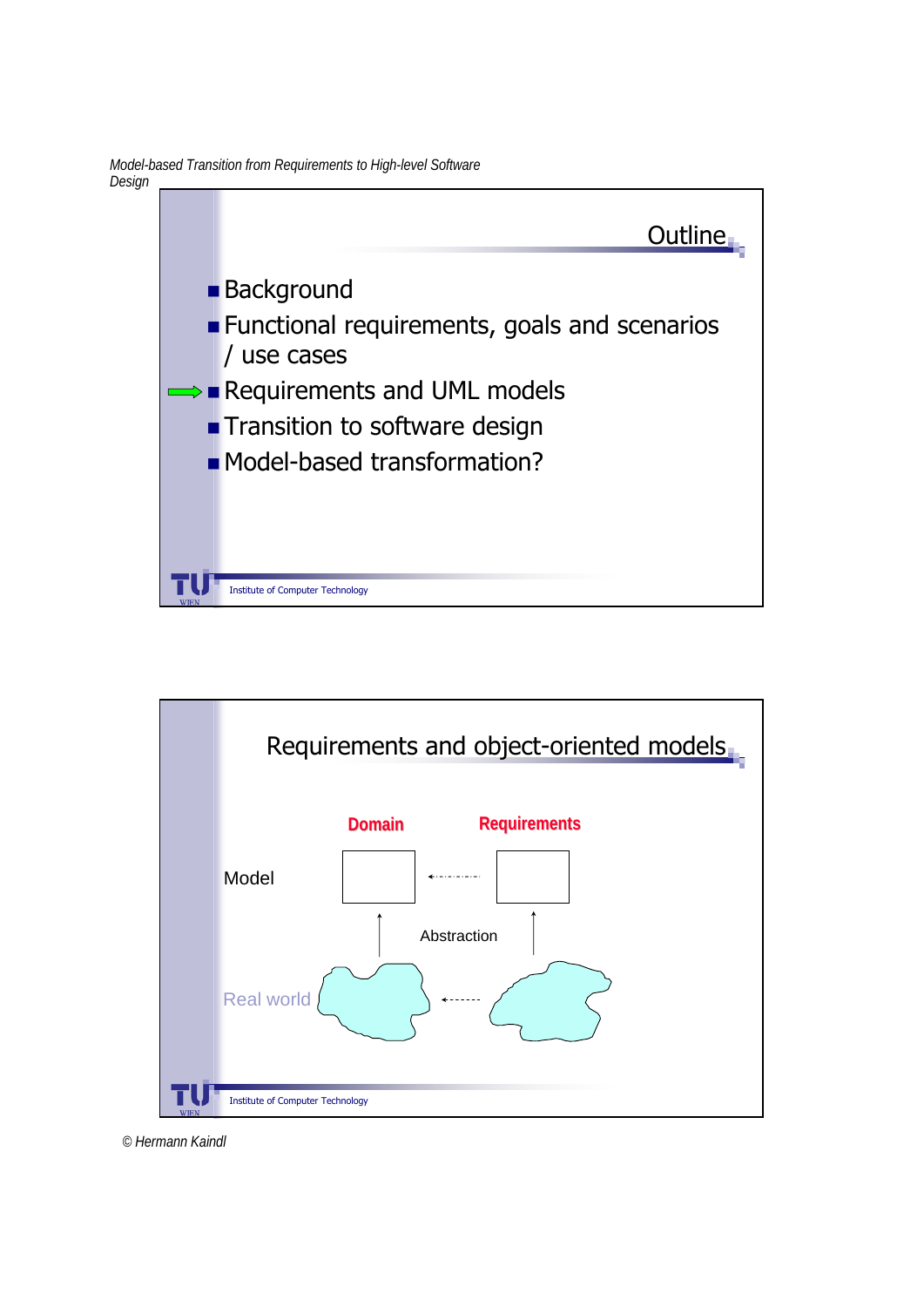## Outline

- Background
- Functional requirements, goals and scenarios / use cases
- ➡ Requirements and UML models
- Transition to software design
- Model-based transformation?

## Requirements and object-oriented models

**Domain** **Requirements**

Model

Abstraction

Real world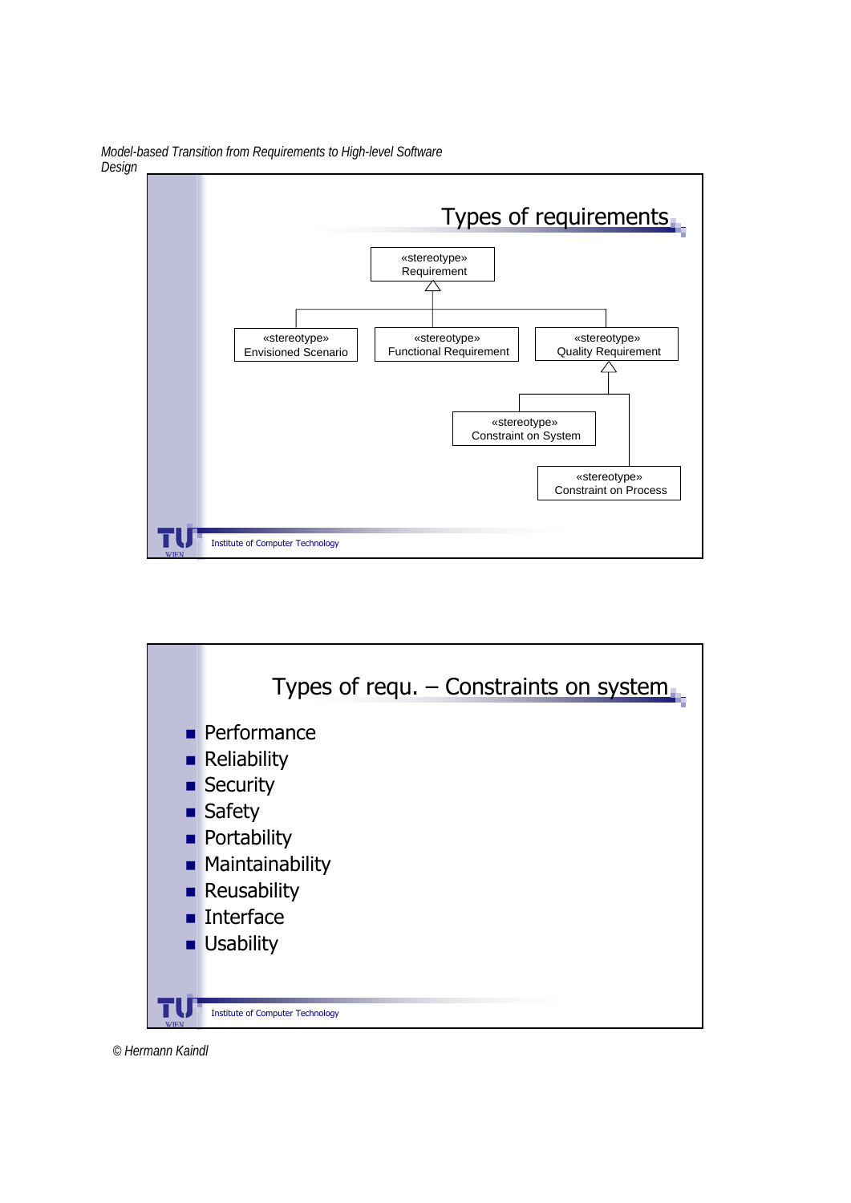## Types of requirements

«stereotype» Requirement

- «stereotype» Envisioned Scenario
- «stereotype» Functional Requirement
- «stereotype» Quality Requirement
  - «stereotype» Constraint on System
  - «stereotype» Constraint on Process

## Types of requ. – Constraints on system

- Performance
- Reliability
- Security
- Safety
- Portability
- Maintainability
- Reusability
- Interface
- Usability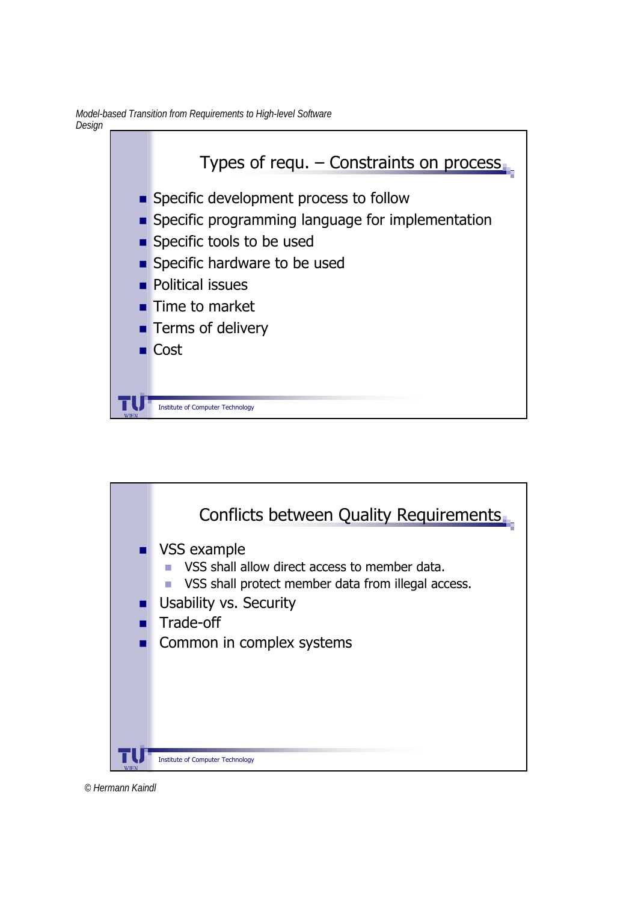## Types of requ. – Constraints on process

- Specific development process to follow
- Specific programming language for implementation
- Specific tools to be used
- Specific hardware to be used
- Political issues
- Time to market
- Terms of delivery
- Cost

## Conflicts between Quality Requirements

- VSS example
  - VSS shall allow direct access to member data.
  - VSS shall protect member data from illegal access.
- Usability vs. Security
- Trade-off
- Common in complex systems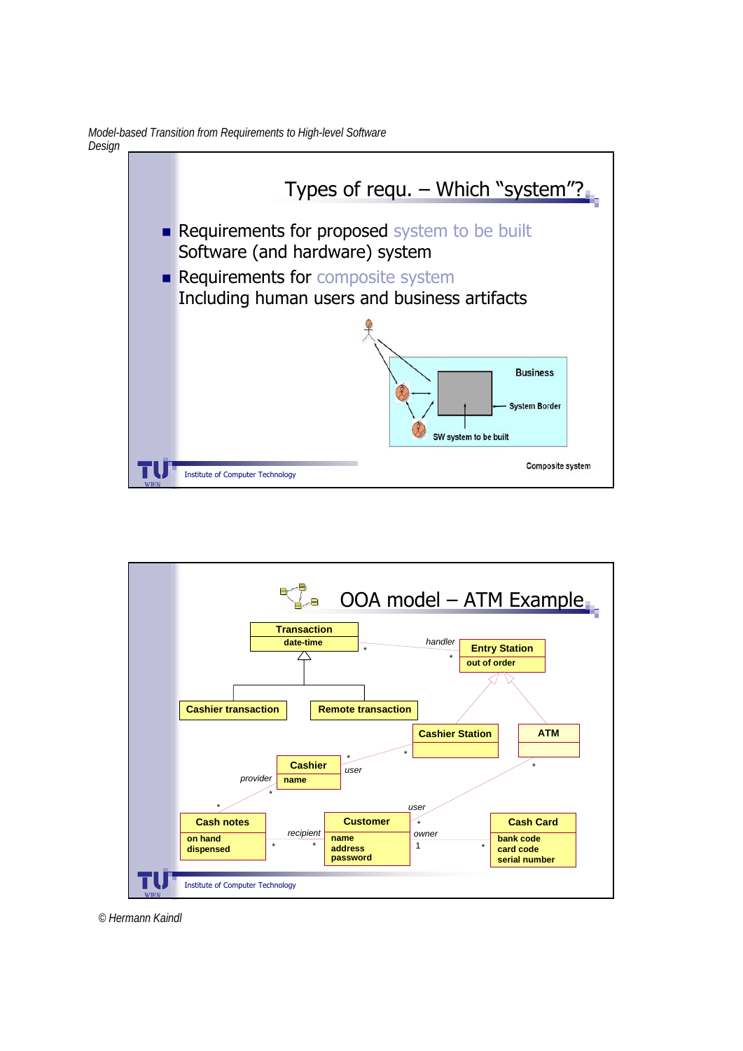## Types of requ. – Which "system"?

- Requirements for proposed system to be built
  Software (and hardware) system
- Requirements for composite system
  Including human users and business artifacts

Business

System Border

SW system to be built

Composite system

## OOA model – ATM Example

Transaction
date-time

handler

Entry Station
out of order

Cashier transaction

Remote transaction

Cashier Station

ATM

Cashier
name

provider

user

user

Cash notes
on hand
dispensed

recipient

Customer
name
address
password

owner

Cash Card
bank code
card code
serial number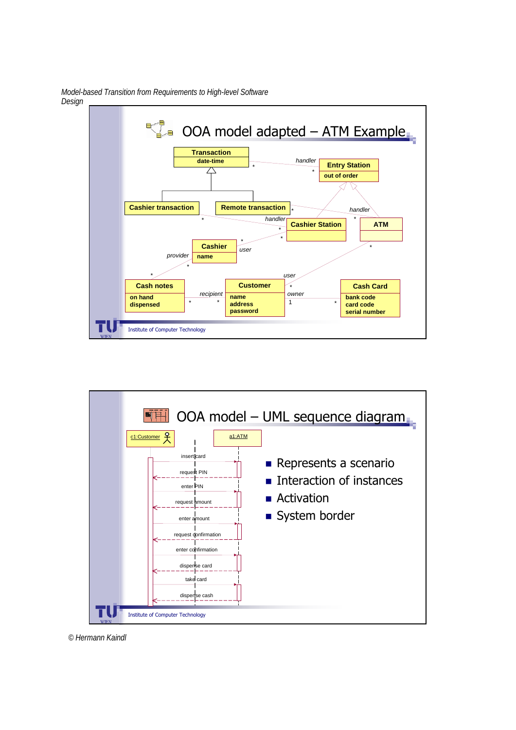## OOA model adapted – ATM Example

Transaction
date-time

Entry Station
out of order

Cashier transaction

Remote transaction

Cashier Station

ATM

Cashier
name

Cash notes
on hand
dispensed

Customer
name
address
password

Cash Card
bank code
card code
serial number

handler, handler, handler, user, provider, user, recipient, owner

## OOA model – UML sequence diagram

c1:Customer — a1:ATM

insert card
request PIN
enter PIN
request amount
enter amount
request confirmation
enter confirmation
dispense card
take card
dispense cash

- Represents a scenario
- Interaction of instances
- Activation
- System border

© Hermann Kaindl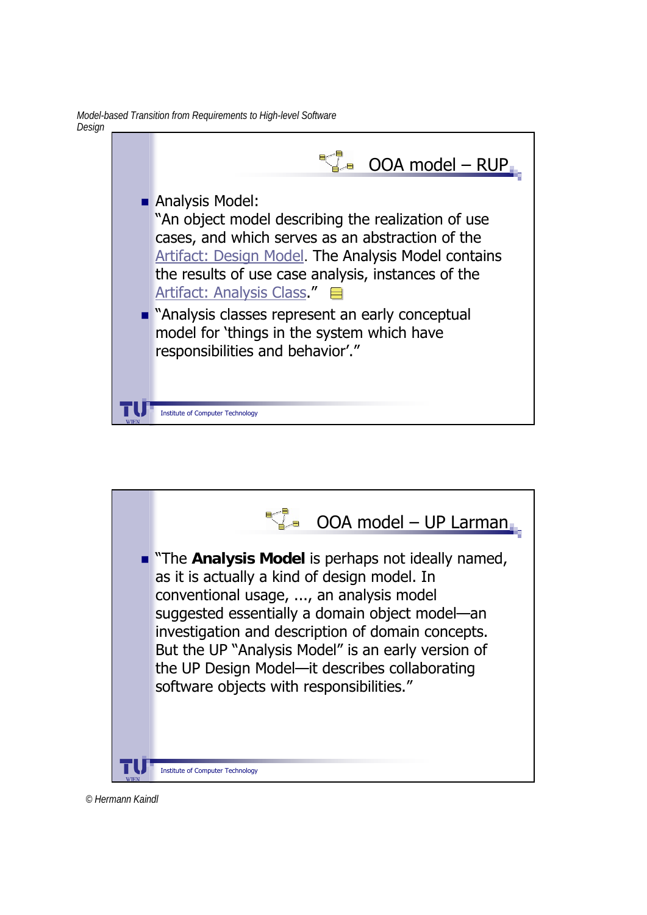## OOA model – RUP

- Analysis Model:
  "An object model describing the realization of use cases, and which serves as an abstraction of the Artifact: Design Model. The Analysis Model contains the results of use case analysis, instances of the Artifact: Analysis Class."
- "Analysis classes represent an early conceptual model for 'things in the system which have responsibilities and behavior'."

Institute of Computer Technology

## OOA model – UP Larman

- "The **Analysis Model** is perhaps not ideally named, as it is actually a kind of design model. In conventional usage, ..., an analysis model suggested essentially a domain object model—an investigation and description of domain concepts. But the UP "Analysis Model" is an early version of the UP Design Model—it describes collaborating software objects with responsibilities."

Institute of Computer Technology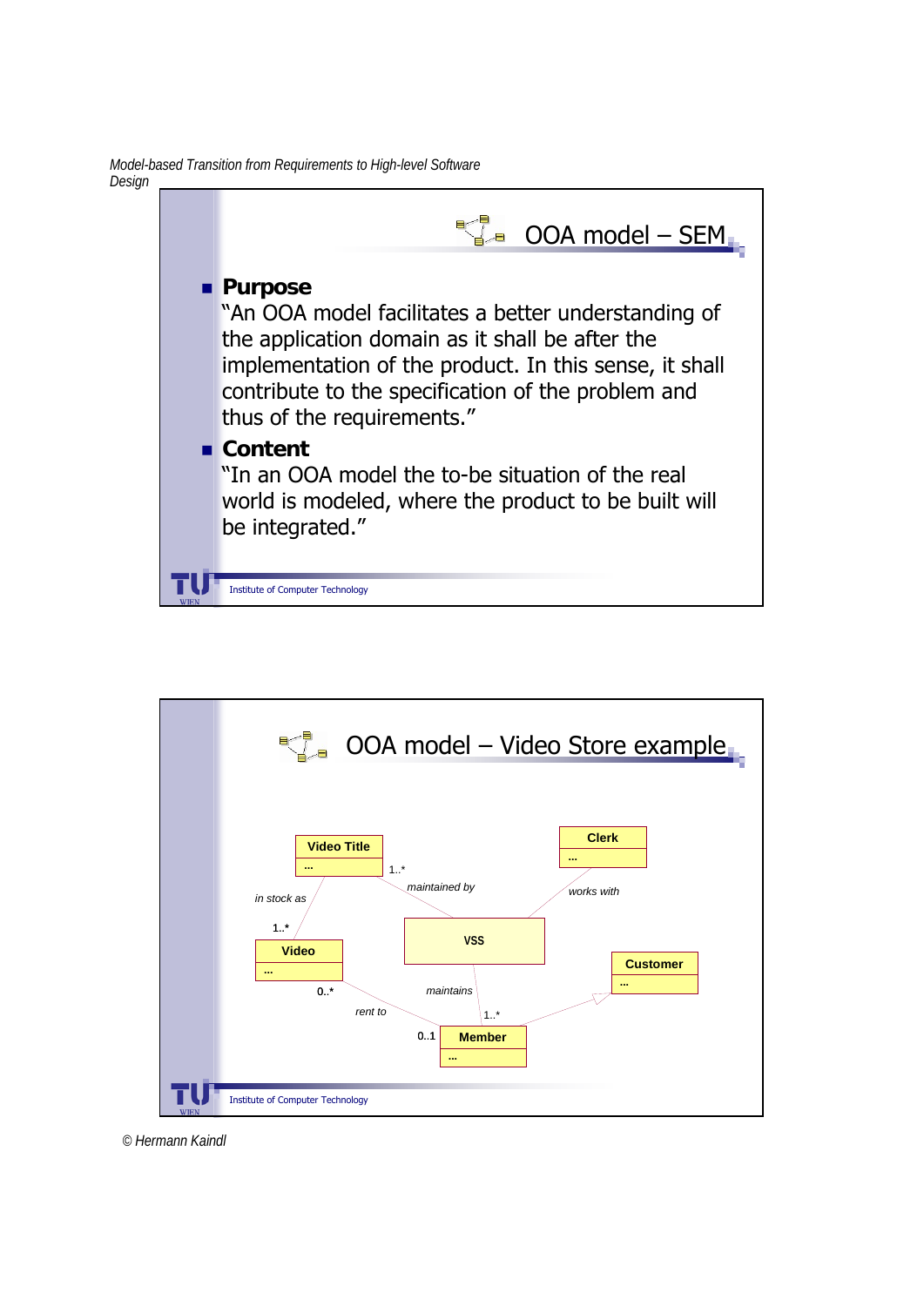## OOA model – SEM

- **Purpose**
  "An OOA model facilitates a better understanding of the application domain as it shall be after the implementation of the product. In this sense, it shall contribute to the specification of the problem and thus of the requirements."
- **Content**
  "In an OOA model the to-be situation of the real world is modeled, where the product to be built will be integrated."

## OOA model – Video Store example

Video Title — 1..* maintained by — VSS

Clerk — works with — VSS

Video Title — in stock as — 1..* Video

Video 0..* — rent to — 0..1 Member

VSS — maintains — 1..* Member

Member — (generalization) — Customer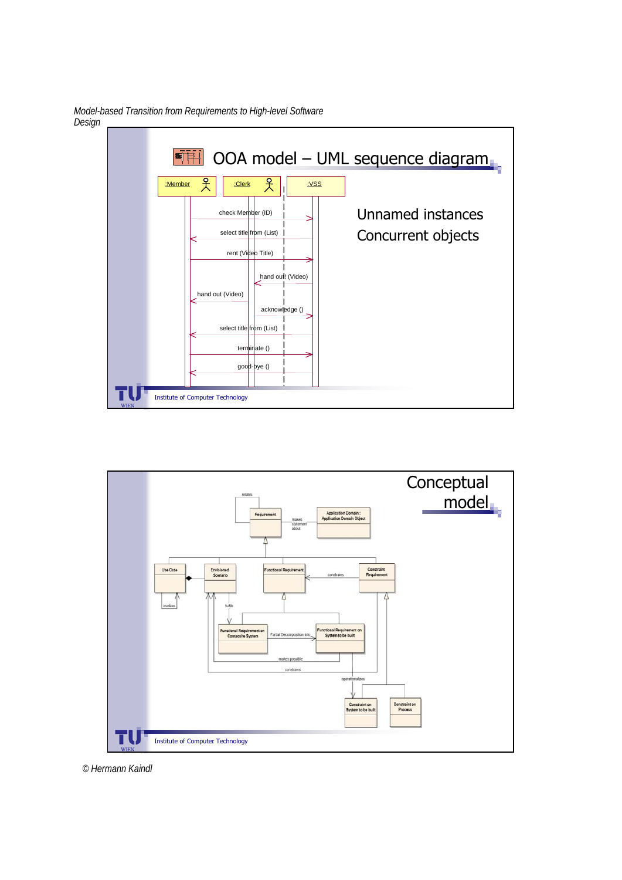## OOA model – UML sequence diagram

:Member — :Clerk — :VSS

- check Member (ID)
- select title from (List)
- rent (Video Title)
- hand out (Video)
- hand out (Video)
- acknowledge ()
- select title from (List)
- terminate ()
- good-bye ()

Unnamed instances

Concurrent objects

Institute of Computer Technology

## Conceptual model

relates

Requirement — makes statement about — Application Domain:: Application Domain Object

Use Case — invokes

Envisioned Scenario

Functional Requirement — constrains — Constraint Requirement

fulfils

Functional Requirement on Composite System — Partial Decomposition into — Functional Requirement on System to be built

makes possible

constrains

operationalizes

Constraint on System to be built

Constraint on Process

Institute of Computer Technology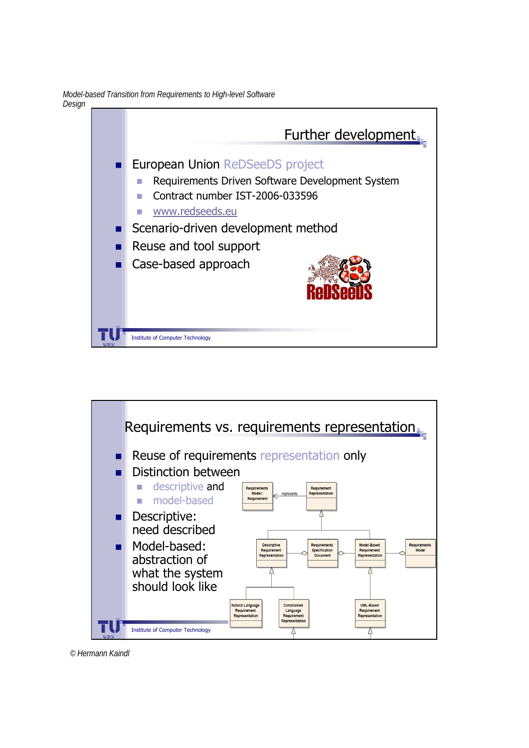## Further development

- European Union ReDSeeDS project
  - Requirements Driven Software Development System
  - Contract number IST-2006-033596
  - www.redseeds.eu
- Scenario-driven development method
- Reuse and tool support
- Case-based approach

Institute of Computer Technology

## Requirements vs. requirements representation

- Reuse of requirements representation only
- Distinction between
  - descriptive and
  - model-based
- Descriptive: need described
- Model-based: abstraction of what the system should look like

Requirements Model::Requirement — represents — Requirement Representation

Descriptive Requirement Representation, Requirements Specification Document, Model-Based Requirement Representation, Requirements Model

Natural Language Requirement Representation, Constrained Language Requirement Representation, UML-Based Requirement Representation

Institute of Computer Technology

© Hermann Kaindl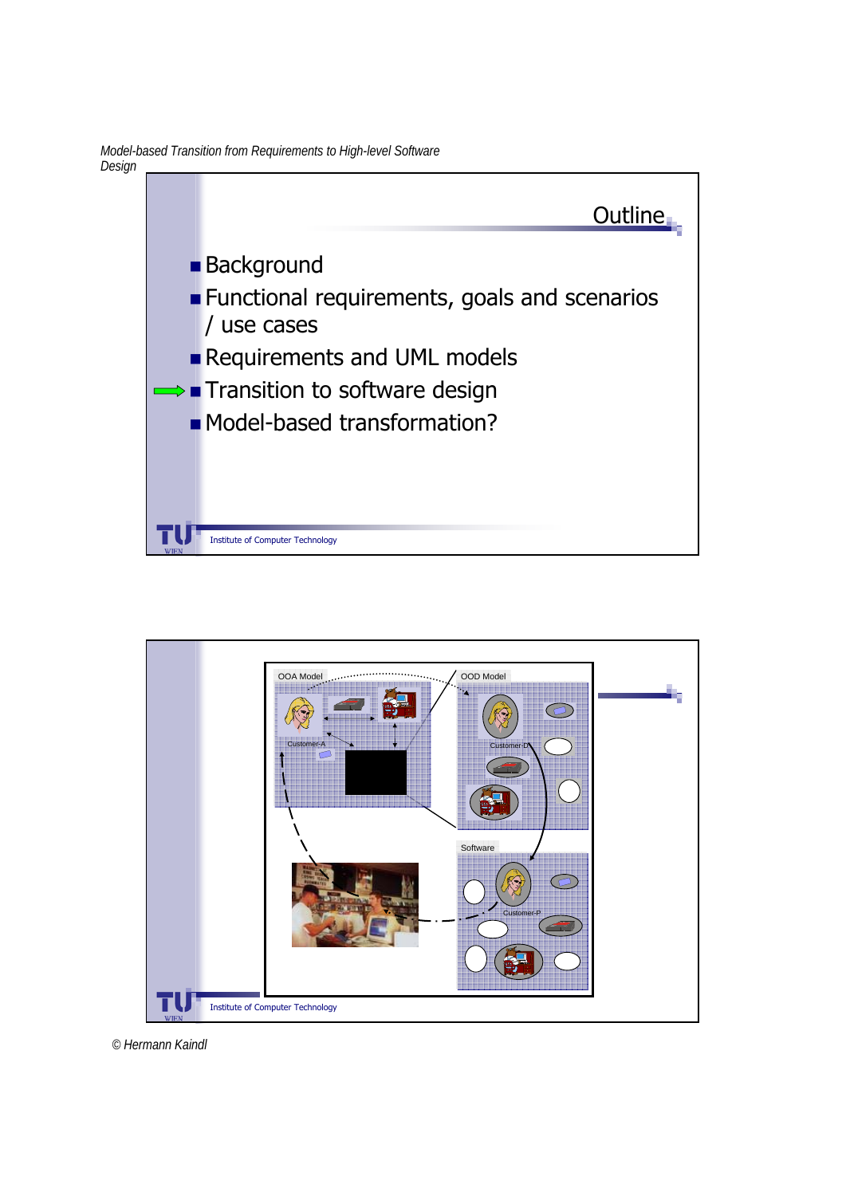## Outline

- Background
- Functional requirements, goals and scenarios / use cases
- Requirements and UML models
- Transition to software design
- Model-based transformation?

OOA Model

Customer-A

OOD Model

Customer-D

Software

Customer-P

© Hermann Kaindl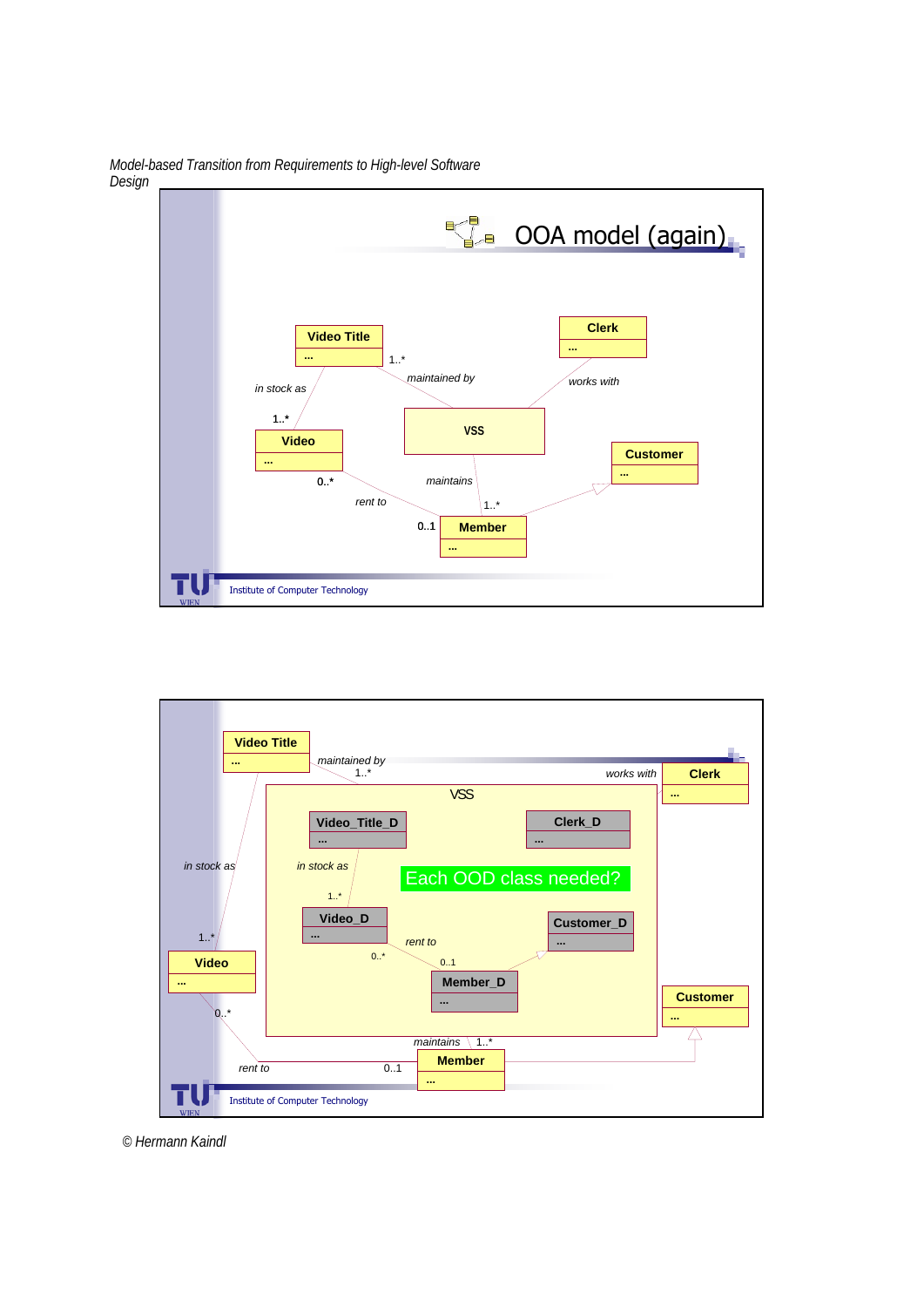*Model-based Transition from Requirements to High-level Software Design*

## OOA model (again)

Video Title
...

Clerk
...

Video
...

VSS

Customer
...

Member
...

in stock as 1..*

1..* maintained by

works with

0..* rent to 0..1

maintains 1..*

---

Video Title
...

maintained by 1..*

works with

Clerk
...

VSS

Video_Title_D
...

Clerk_D
...

in stock as

in stock as

1..*

Each OOD class needed?

Video_D
...

Customer_D
...

1..*

Video
...

rent to

0..* 0..1

Member_D
...

Customer
...

0..*

maintains 1..*

Member
...

rent to 0..1

© Hermann Kaindl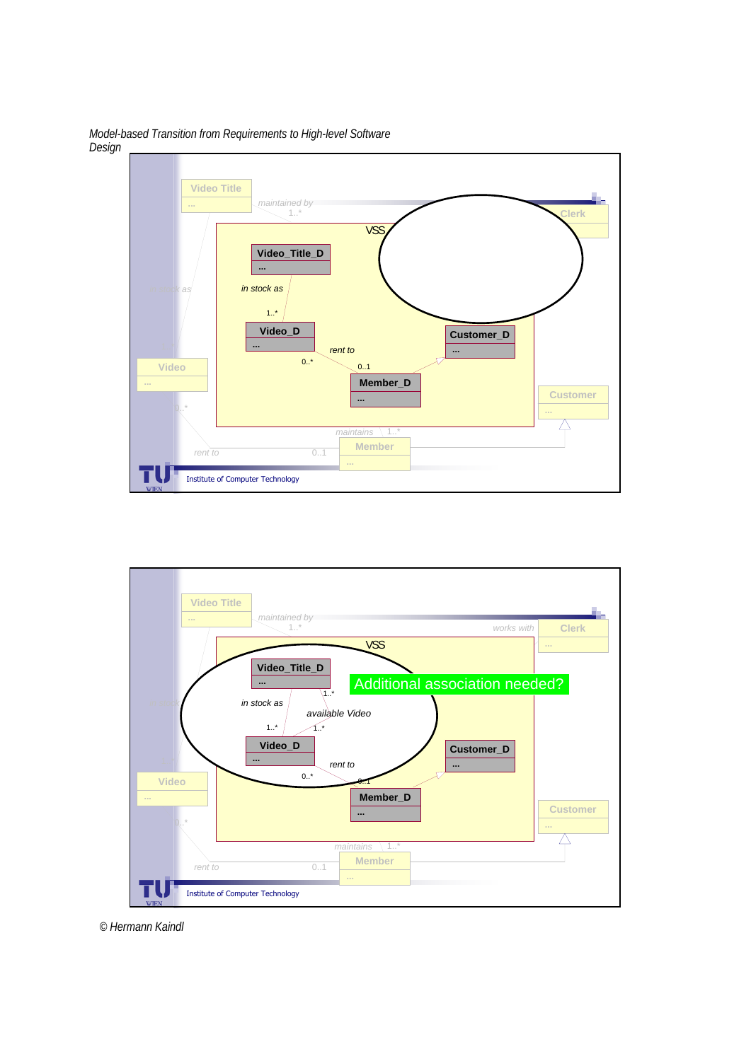*Model-based Transition from Requirements to High-level Software Design*

Video Title

...

maintained by

1..*

Clerk

VSS

Video_Title_D

...

in stock as

1..*

Video_D

...

rent to

0..*

0..1

Customer_D

...

Member_D

...

Video

...

Customer

...

0..*

maintains

1..*

Member

...

rent to

0..1

Institute of Computer Technology

Video Title

...

maintained by

1..*

works with

Clerk

...

VSS

Video_Title_D

...

1..*

Additional association needed?

in stock as

available Video

1..*

1..*

Video_D

...

rent to

0..*

0..1

Customer_D

...

Member_D

...

Video

...

Customer

...

0..*

maintains

1..*

Member

...

rent to

0..1

Institute of Computer Technology

*© Hermann Kaindl*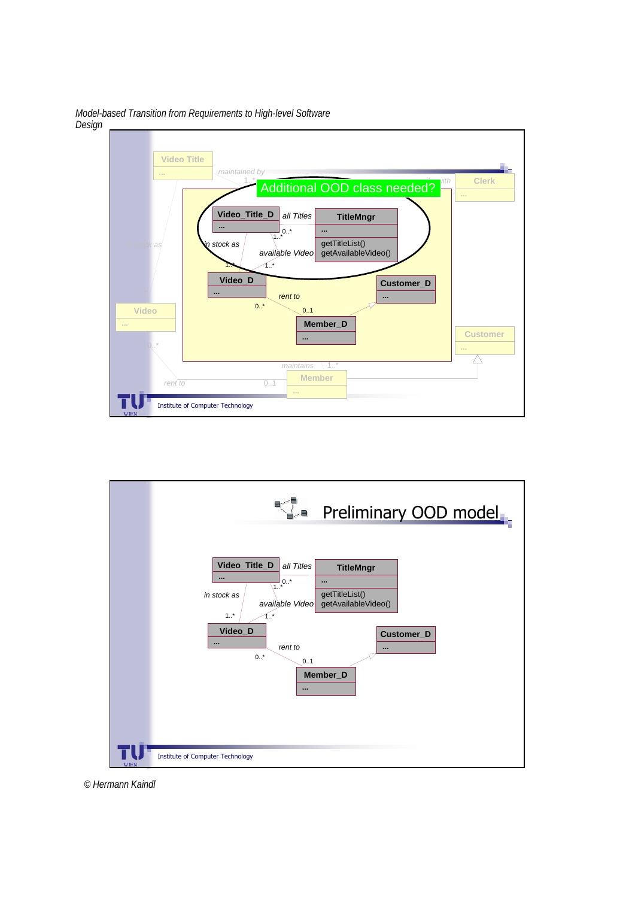*Model-based Transition from Requirements to High-level Software Design*

Video Title

...

maintained by

1..*

Additional OOD class needed?

Clerk

...

Video_Title_D

...

all Titles

0..*

1..*

TitleMngr

...

getTitleList()
getAvailableVideo()

in stock as

available Video

1..*

1..*

Video_D

...

rent to

0..*

0..1

Customer_D

...

Member_D

...

Video

...

0..*

Customer

...

maintains

1..*

rent to

0..1

Member

...

Institute of Computer Technology

## Preliminary OOD model

Video_Title_D

...

all Titles

0..*

1..*

TitleMngr

...

getTitleList()
getAvailableVideo()

in stock as

available Video

1..*

1..*

Video_D

...

rent to

0..*

0..1

Customer_D

...

Member_D

...

Institute of Computer Technology

*© Hermann Kaindl*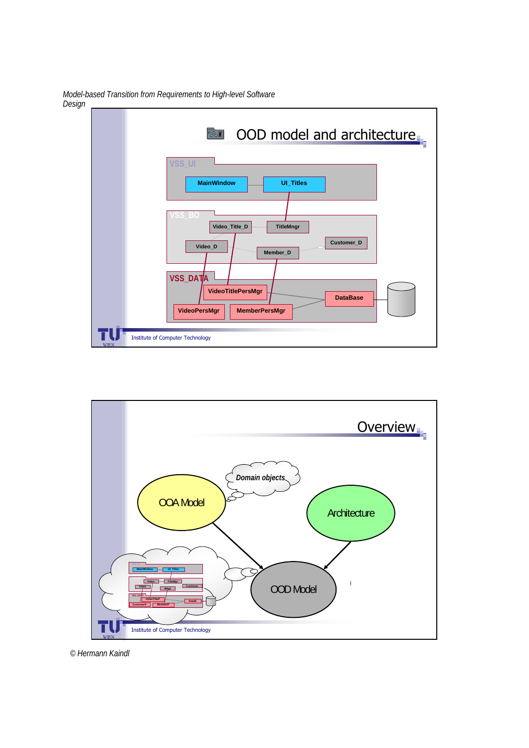## OOD model and architecture

VSS_UI

MainWindow — UI_Titles

VSS_BO

Video_Title_D — TitleMngr

Video_D

Member_D

Customer_D

VSS_DATA

VideoTitlePersMgr

VideoPersMgr

MemberPersMgr

DataBase

Institute of Computer Technology

## Overview

Domain objects

OOA Model

Architecture

OOD Model

Institute of Computer Technology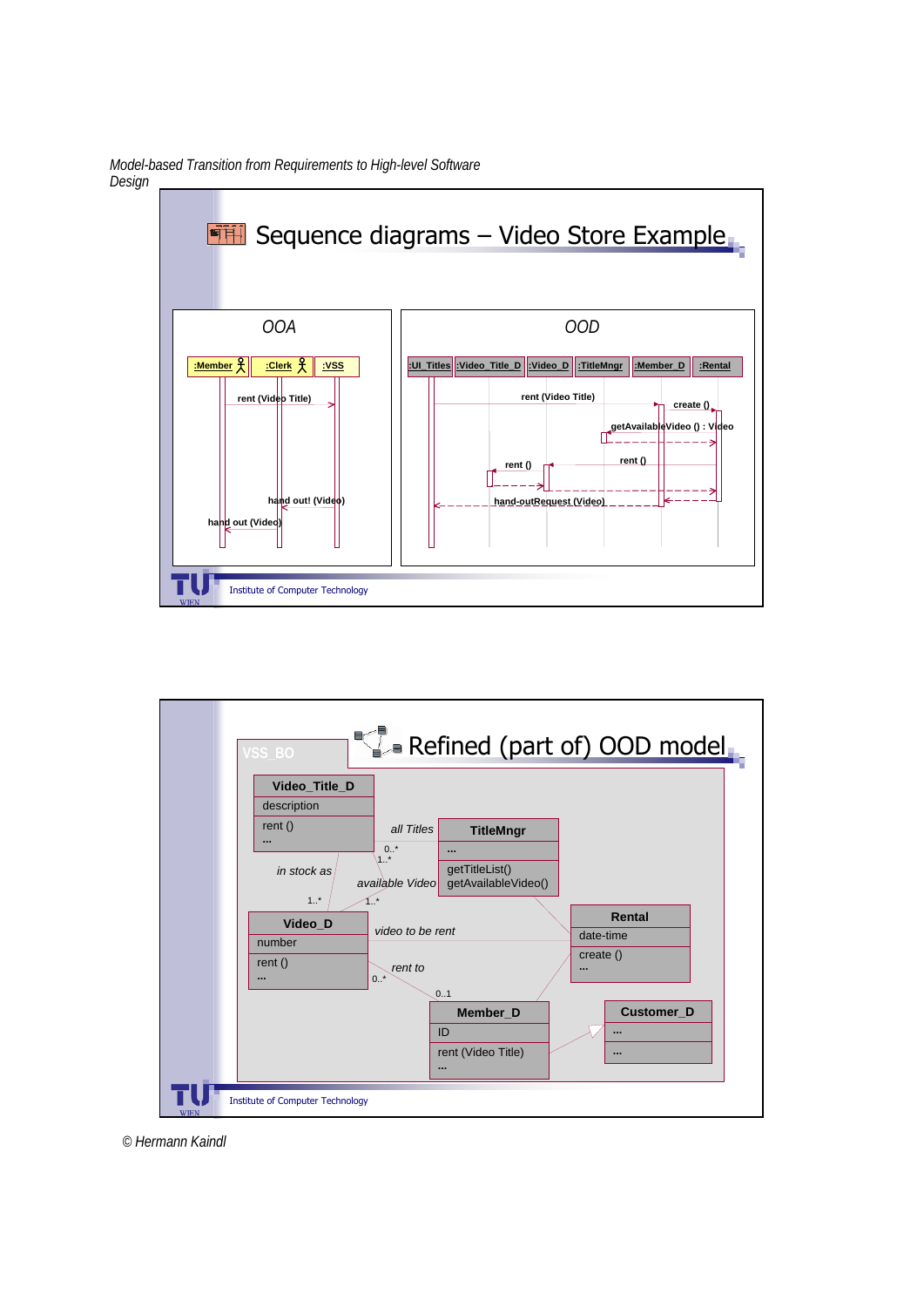## Sequence diagrams – Video Store Example

**OOA**

:Member | :Clerk | :VSS

rent (Video Title)

hand out! (Video)

hand out (Video)

**OOD**

:UI_Titles | :Video_Title_D | :Video_D | :TitleMngr | :Member_D | :Rental

rent (Video Title)

create ()

getAvailableVideo () : Video

rent ()

rent ()

hand-outRequest (Video)

Institute of Computer Technology

## Refined (part of) OOD model

VSS_BO

**Video_Title_D**
- description
- rent ()
- ...

**TitleMngr**
- ...
- getTitleList()
- getAvailableVideo()

**Video_D**
- number
- rent ()
- ...

**Rental**
- date-time
- create ()
- ...

**Member_D**
- ID
- rent (Video Title)
- ...

**Customer_D**
- ...
- ...

Associations: all Titles (0..* / 1..*), in stock as (1..*), available Video (1..*), video to be rent, rent to (0..* / 0..1)

Institute of Computer Technology

© Hermann Kaindl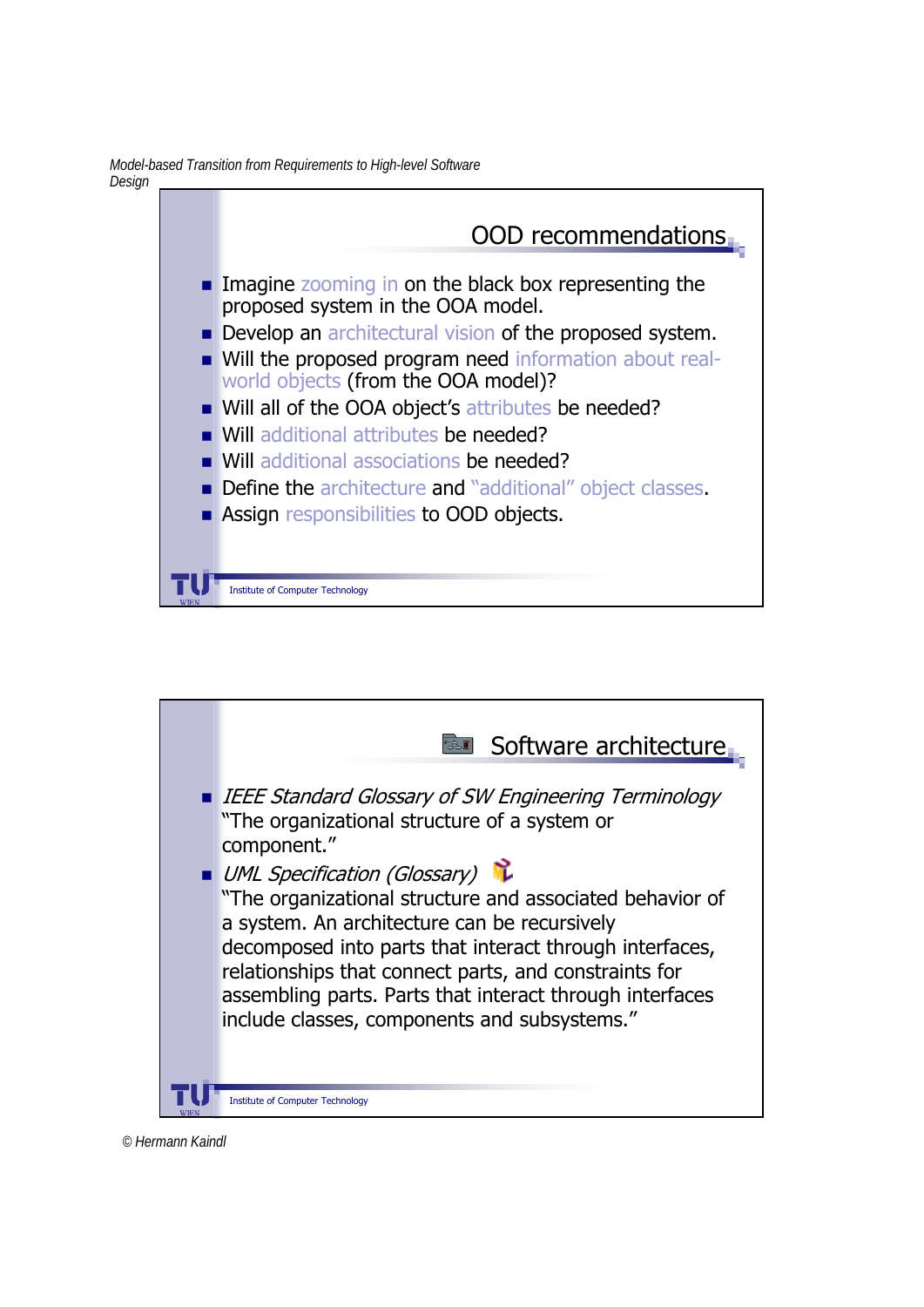## OOD recommendations

- Imagine zooming in on the black box representing the proposed system in the OOA model.
- Develop an architectural vision of the proposed system.
- Will the proposed program need information about real-world objects (from the OOA model)?
- Will all of the OOA object's attributes be needed?
- Will additional attributes be needed?
- Will additional associations be needed?
- Define the architecture and "additional" object classes.
- Assign responsibilities to OOD objects.

## Software architecture

- *IEEE Standard Glossary of SW Engineering Terminology*
  "The organizational structure of a system or component."
- *UML Specification (Glossary)*
  "The organizational structure and associated behavior of a system. An architecture can be recursively decomposed into parts that interact through interfaces, relationships that connect parts, and constraints for assembling parts. Parts that interact through interfaces include classes, components and subsystems."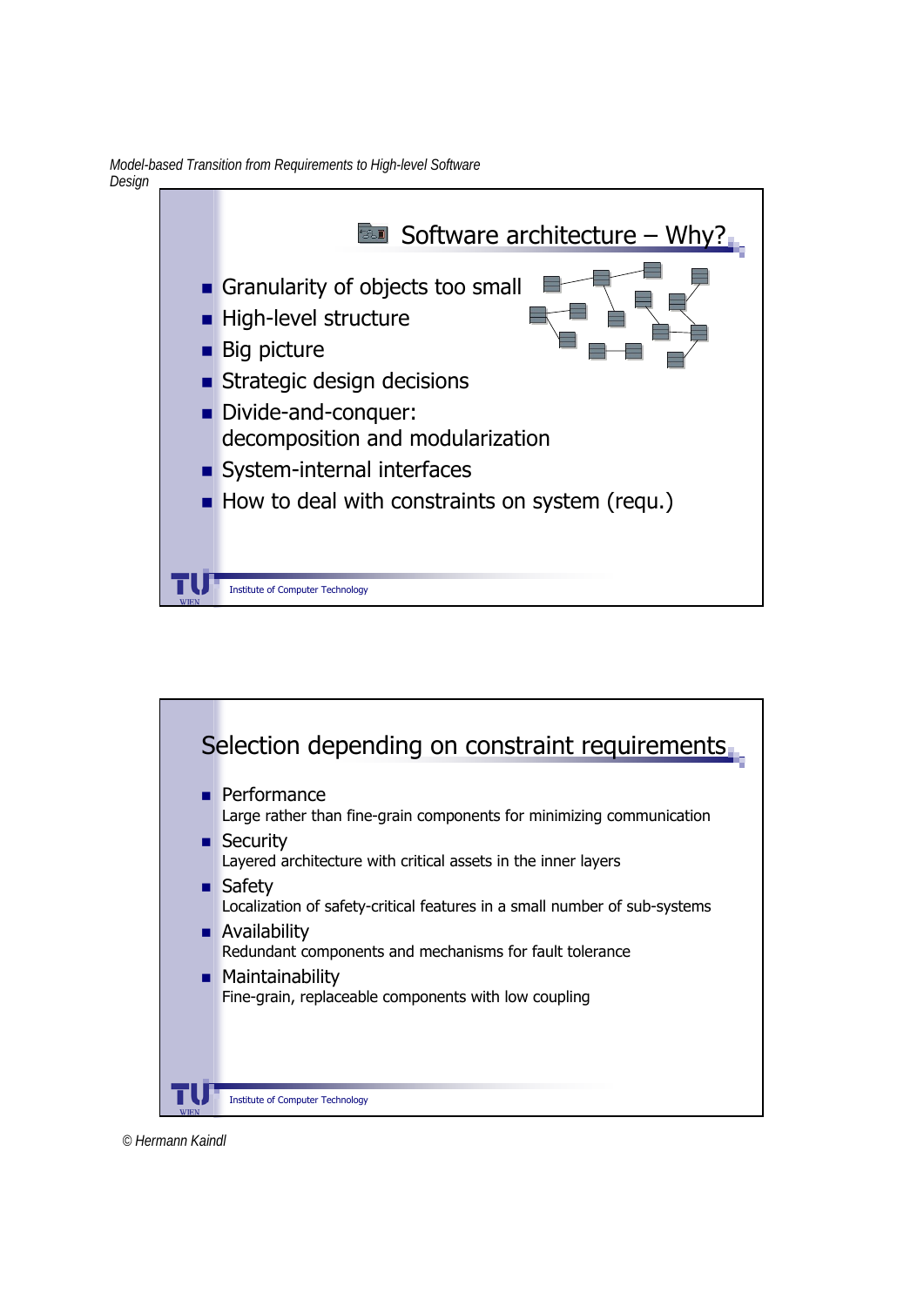## Software architecture – Why?

- Granularity of objects too small
- High-level structure
- Big picture
- Strategic design decisions
- Divide-and-conquer: decomposition and modularization
- System-internal interfaces
- How to deal with constraints on system (requ.)

Institute of Computer Technology

## Selection depending on constraint requirements

- Performance
  Large rather than fine-grain components for minimizing communication
- Security
  Layered architecture with critical assets in the inner layers
- Safety
  Localization of safety-critical features in a small number of sub-systems
- Availability
  Redundant components and mechanisms for fault tolerance
- Maintainability
  Fine-grain, replaceable components with low coupling

Institute of Computer Technology

© Hermann Kaindl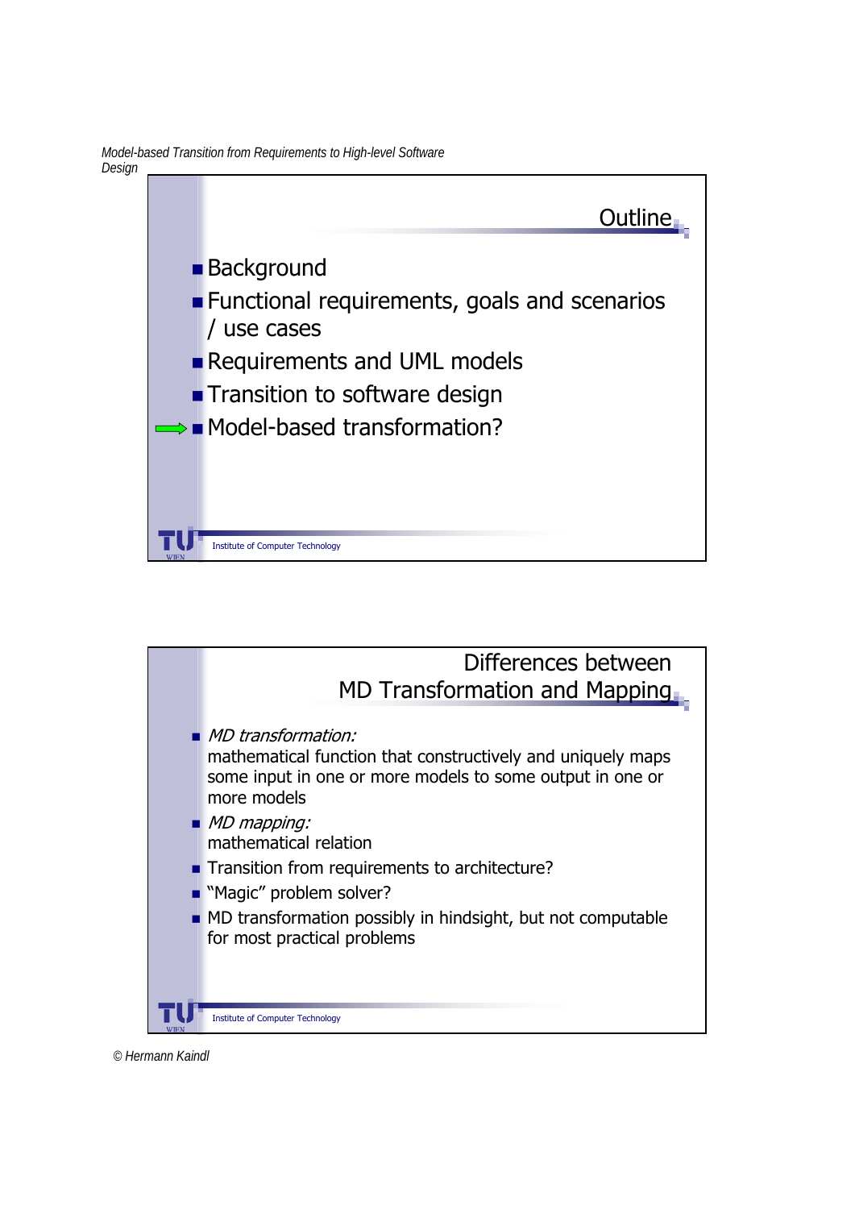## Outline

- Background
- Functional requirements, goals and scenarios / use cases
- Requirements and UML models
- Transition to software design
- ⇨ Model-based transformation?

## Differences between MD Transformation and Mapping

- *MD transformation:*
  mathematical function that constructively and uniquely maps some input in one or more models to some output in one or more models
- *MD mapping:*
  mathematical relation
- Transition from requirements to architecture?
- "Magic" problem solver?
- MD transformation possibly in hindsight, but not computable for most practical problems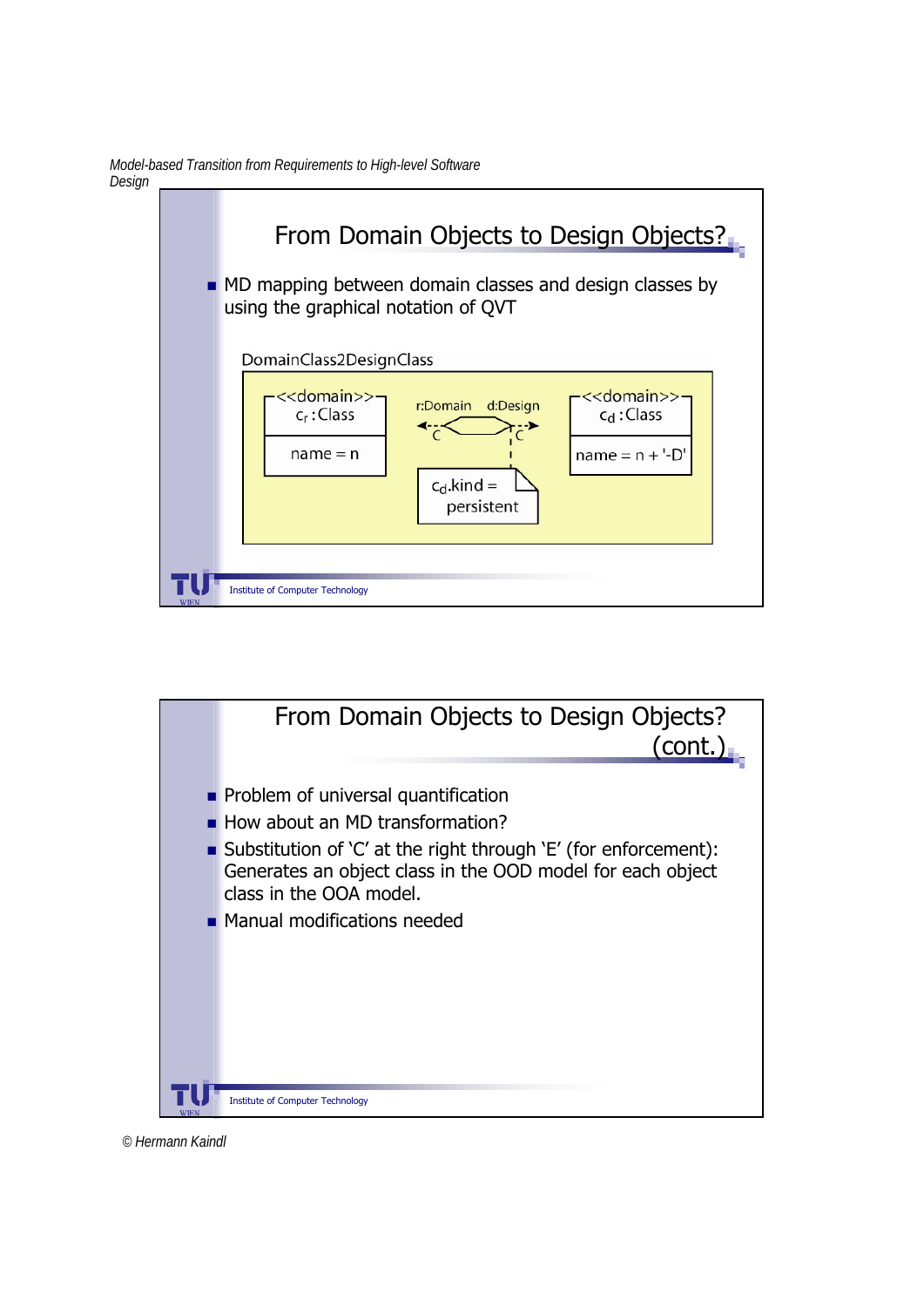## From Domain Objects to Design Objects?

- MD mapping between domain classes and design classes by using the graphical notation of QVT

DomainClass2DesignClass

| <<domain>> $c_r$ : Class | r:Domain — C — d:Design — C | <<domain>> $c_d$ : Class |
|---|---|---|
| name = n | $c_d$.kind = persistent | name = n + '-D' |

## From Domain Objects to Design Objects? (cont.)

- Problem of universal quantification
- How about an MD transformation?
- Substitution of 'C' at the right through 'E' (for enforcement): Generates an object class in the OOD model for each object class in the OOA model.
- Manual modifications needed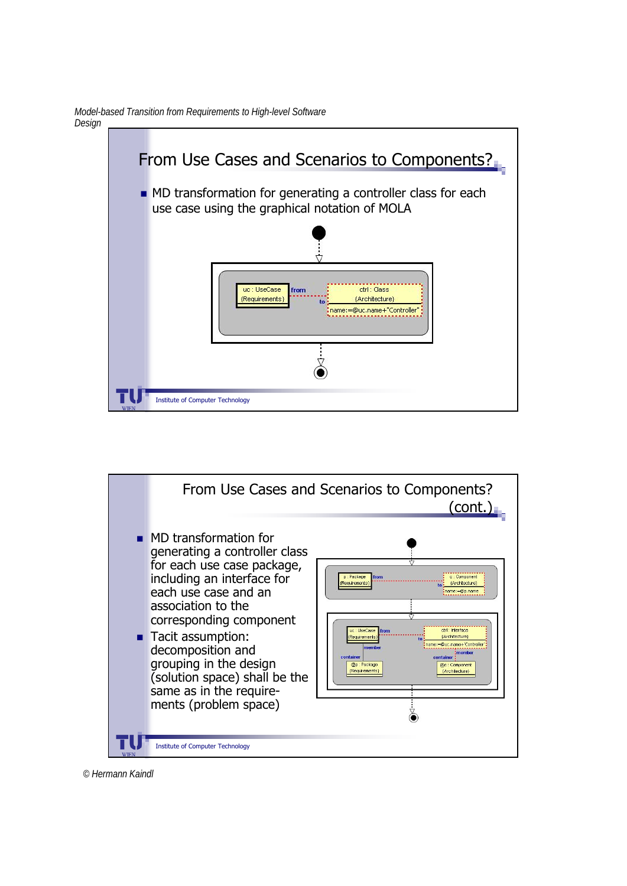## From Use Cases and Scenarios to Components?

- MD transformation for generating a controller class for each use case using the graphical notation of MOLA

uc : UseCase {Requirements} — from — to — ctrl : Class {Architecture} name:=@uc.name+"Controller"

## From Use Cases and Scenarios to Components? (cont.)

- MD transformation for generating a controller class for each use case package, including an interface for each use case and an association to the corresponding component
- Tacit assumption: decomposition and grouping in the design (solution space) shall be the same as in the requirements (problem space)

p : Package {Requirements} — from — to — c : Component {Architecture} name:=@p.name

uc : UseCase {Requirements} — from — to — ctrl : Interface {Architecture} name:=@uc.name+"Controller"

member / container — @p : Package {Requirements}

member / container — @c : Component {Architecture}

© Hermann Kaindl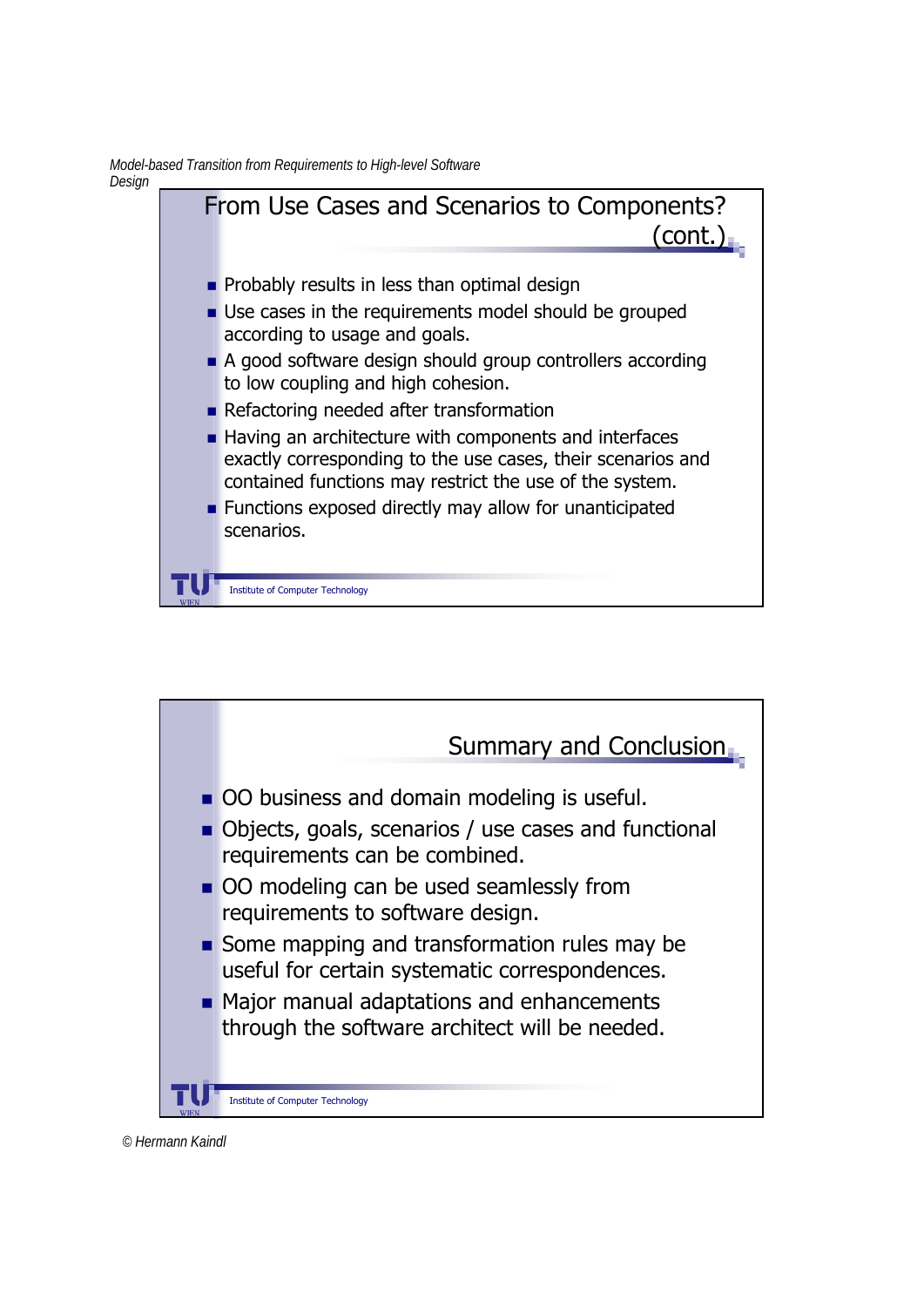## From Use Cases and Scenarios to Components? (cont.)

- Probably results in less than optimal design
- Use cases in the requirements model should be grouped according to usage and goals.
- A good software design should group controllers according to low coupling and high cohesion.
- Refactoring needed after transformation
- Having an architecture with components and interfaces exactly corresponding to the use cases, their scenarios and contained functions may restrict the use of the system.
- Functions exposed directly may allow for unanticipated scenarios.

## Summary and Conclusion

- OO business and domain modeling is useful.
- Objects, goals, scenarios / use cases and functional requirements can be combined.
- OO modeling can be used seamlessly from requirements to software design.
- Some mapping and transformation rules may be useful for certain systematic correspondences.
- Major manual adaptations and enhancements through the software architect will be needed.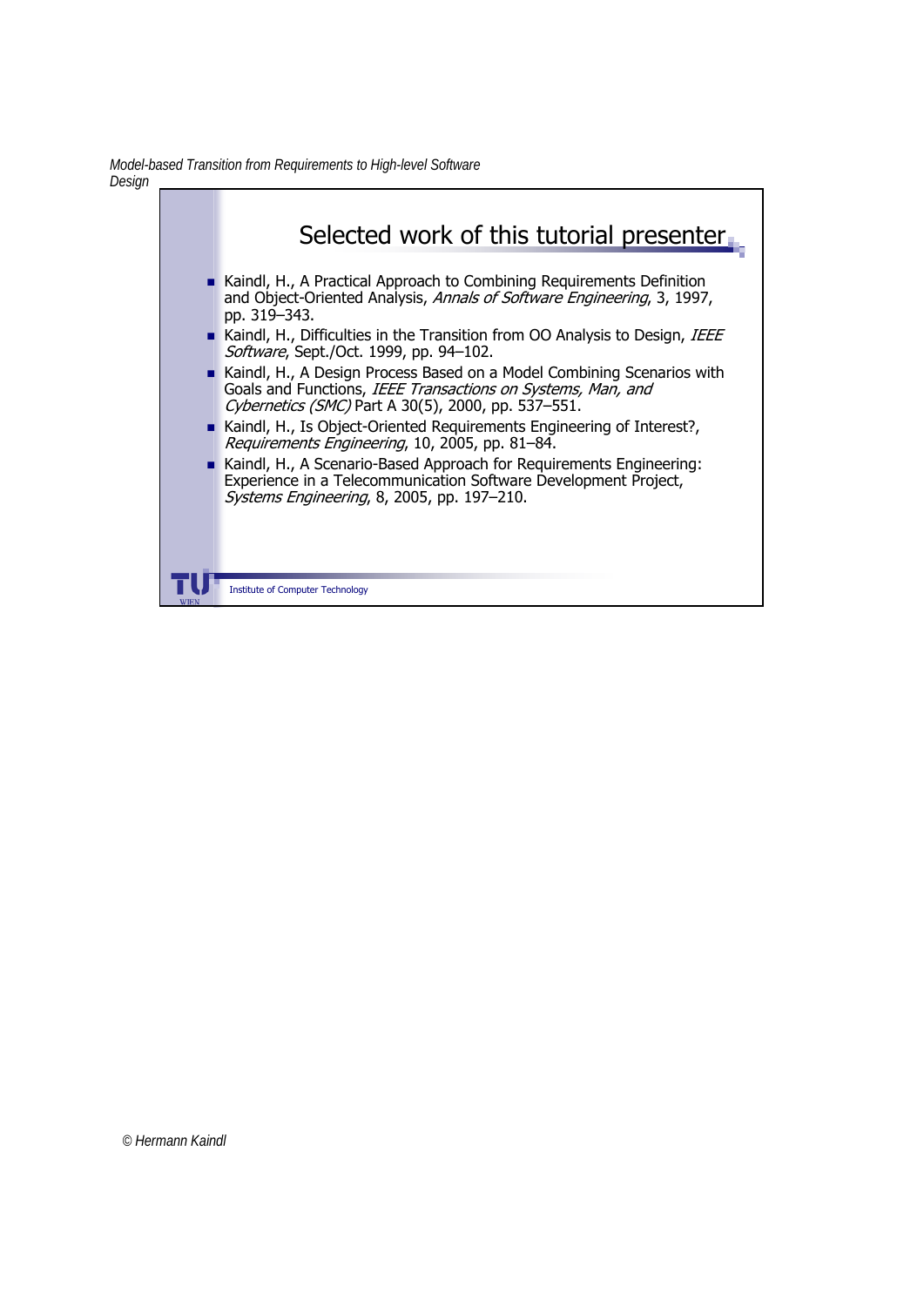## Selected work of this tutorial presenter

- Kaindl, H., A Practical Approach to Combining Requirements Definition and Object-Oriented Analysis, *Annals of Software Engineering*, 3, 1997, pp. 319–343.
- Kaindl, H., Difficulties in the Transition from OO Analysis to Design, *IEEE Software*, Sept./Oct. 1999, pp. 94–102.
- Kaindl, H., A Design Process Based on a Model Combining Scenarios with Goals and Functions, *IEEE Transactions on Systems, Man, and Cybernetics (SMC)* Part A 30(5), 2000, pp. 537–551.
- Kaindl, H., Is Object-Oriented Requirements Engineering of Interest?, *Requirements Engineering*, 10, 2005, pp. 81–84.
- Kaindl, H., A Scenario-Based Approach for Requirements Engineering: Experience in a Telecommunication Software Development Project, *Systems Engineering*, 8, 2005, pp. 197–210.

Institute of Computer Technology